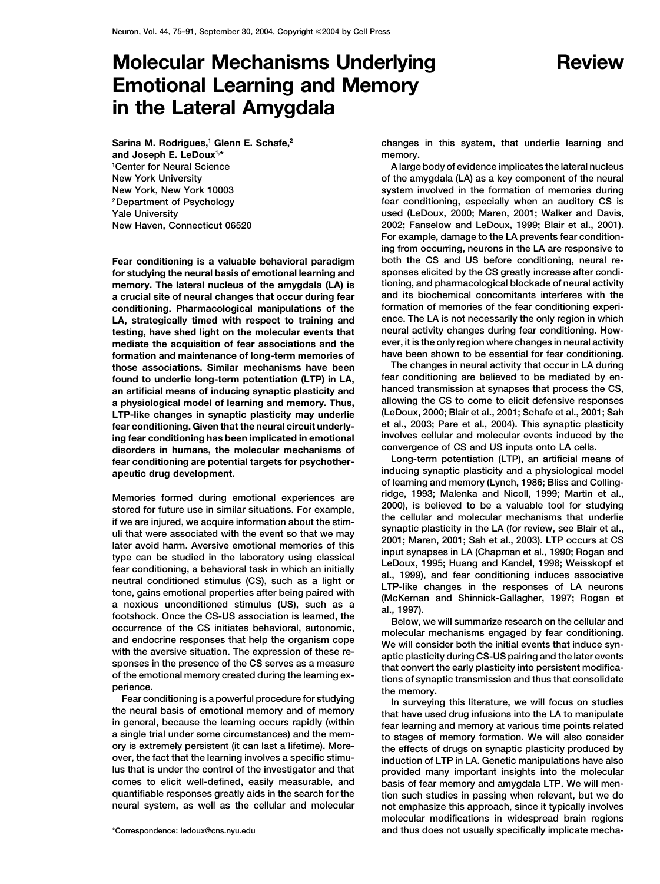# Molecular Mechanisms Underlying Emotional Learning and Memory in the Lateral Amygdala

**Review**

**Sarina M. Rodrigues,[1] Glenn E. Schafe,[2] and Joseph E. LeDoux[1,*]**

[1]Center for Neural Science
New York University
New York, New York 10003
[2]Department of Psychology
Yale University
New Haven, Connecticut 06520

**Fear conditioning is a valuable behavioral paradigm for studying the neural basis of emotional learning and memory. The lateral nucleus of the amygdala (LA) is a crucial site of neural changes that occur during fear conditioning. Pharmacological manipulations of the LA, strategically timed with respect to training and testing, have shed light on the molecular events that mediate the acquisition of fear associations and the formation and maintenance of long-term memories of those associations. Similar mechanisms have been found to underlie long-term potentiation (LTP) in LA, an artificial means of inducing synaptic plasticity and a physiological model of learning and memory. Thus, LTP-like changes in synaptic plasticity may underlie fear conditioning. Given that the neural circuit underlying fear conditioning has been implicated in emotional disorders in humans, the molecular mechanisms of fear conditioning are potential targets for psychotherapeutic drug development.**

Memories formed during emotional experiences are stored for future use in similar situations. For example, if we are injured, we acquire information about the stimuli that were associated with the event so that we may later avoid harm. Aversive emotional memories of this type can be studied in the laboratory using classical fear conditioning, a behavioral task in which an initially neutral conditioned stimulus (CS), such as a light or tone, gains emotional properties after being paired with a noxious unconditioned stimulus (US), such as a footshock. Once the CS-US association is learned, the occurrence of the CS initiates behavioral, autonomic, and endocrine responses that help the organism cope with the aversive situation. The expression of these responses in the presence of the CS serves as a measure of the emotional memory created during the learning experience.

Fear conditioning is a powerful procedure for studying the neural basis of emotional memory and of memory in general, because the learning occurs rapidly (within a single trial under some circumstances) and the memory is extremely persistent (it can last a lifetime). Moreover, the fact that the learning involves a specific stimulus that is under the control of the investigator and that comes to elicit well-defined, easily measurable, and quantifiable responses greatly aids in the search for the neural system, as well as the cellular and molecular changes in this system, that underlie learning and memory.

A large body of evidence implicates the lateral nucleus of the amygdala (LA) as a key component of the neural system involved in the formation of memories during fear conditioning, especially when an auditory CS is used (LeDoux, 2000; Maren, 2001; Walker and Davis, 2002; Fanselow and LeDoux, 1999; Blair et al., 2001). For example, damage to the LA prevents fear conditioning from occurring, neurons in the LA are responsive to both the CS and US before conditioning, neural responses elicited by the CS greatly increase after conditioning, and pharmacological blockade of neural activity and its biochemical concomitants interferes with the formation of memories of the fear conditioning experience. The LA is not necessarily the only region in which neural activity changes during fear conditioning. However, it is the only region where changes in neural activity have been shown to be essential for fear conditioning.

The changes in neural activity that occur in LA during fear conditioning are believed to be mediated by enhanced transmission at synapses that process the CS, allowing the CS to come to elicit defensive responses (LeDoux, 2000; Blair et al., 2001; Schafe et al., 2001; Sah et al., 2003; Pare et al., 2004). This synaptic plasticity involves cellular and molecular events induced by the convergence of CS and US inputs onto LA cells.

Long-term potentiation (LTP), an artificial means of inducing synaptic plasticity and a physiological model of learning and memory (Lynch, 1986; Bliss and Collingridge, 1993; Malenka and Nicoll, 1999; Martin et al., 2000), is believed to be a valuable tool for studying the cellular and molecular mechanisms that underlie synaptic plasticity in the LA (for review, see Blair et al., 2001; Maren, 2001; Sah et al., 2003). LTP occurs at CS input synapses in LA (Chapman et al., 1990; Rogan and LeDoux, 1995; Huang and Kandel, 1998; Weisskopf et al., 1999), and fear conditioning induces associative LTP-like changes in the responses of LA neurons (McKernan and Shinnick-Gallagher, 1997; Rogan et al., 1997).

Below, we will summarize research on the cellular and molecular mechanisms engaged by fear conditioning. We will consider both the initial events that induce synaptic plasticity during CS-US pairing and the later events that convert the early plasticity into persistent modifications of synaptic transmission and thus that consolidate the memory.

In surveying this literature, we will focus on studies that have used drug infusions into the LA to manipulate fear learning and memory at various time points related to stages of memory formation. We will also consider the effects of drugs on synaptic plasticity produced by induction of LTP in LA. Genetic manipulations have also provided many important insights into the molecular basis of fear memory and amygdala LTP. We will mention such studies in passing when relevant, but we do not emphasize this approach, since it typically involves molecular modifications in widespread brain regions and thus does not usually specifically implicate mecha-

*Correspondence: ledoux@cns.nyu.edu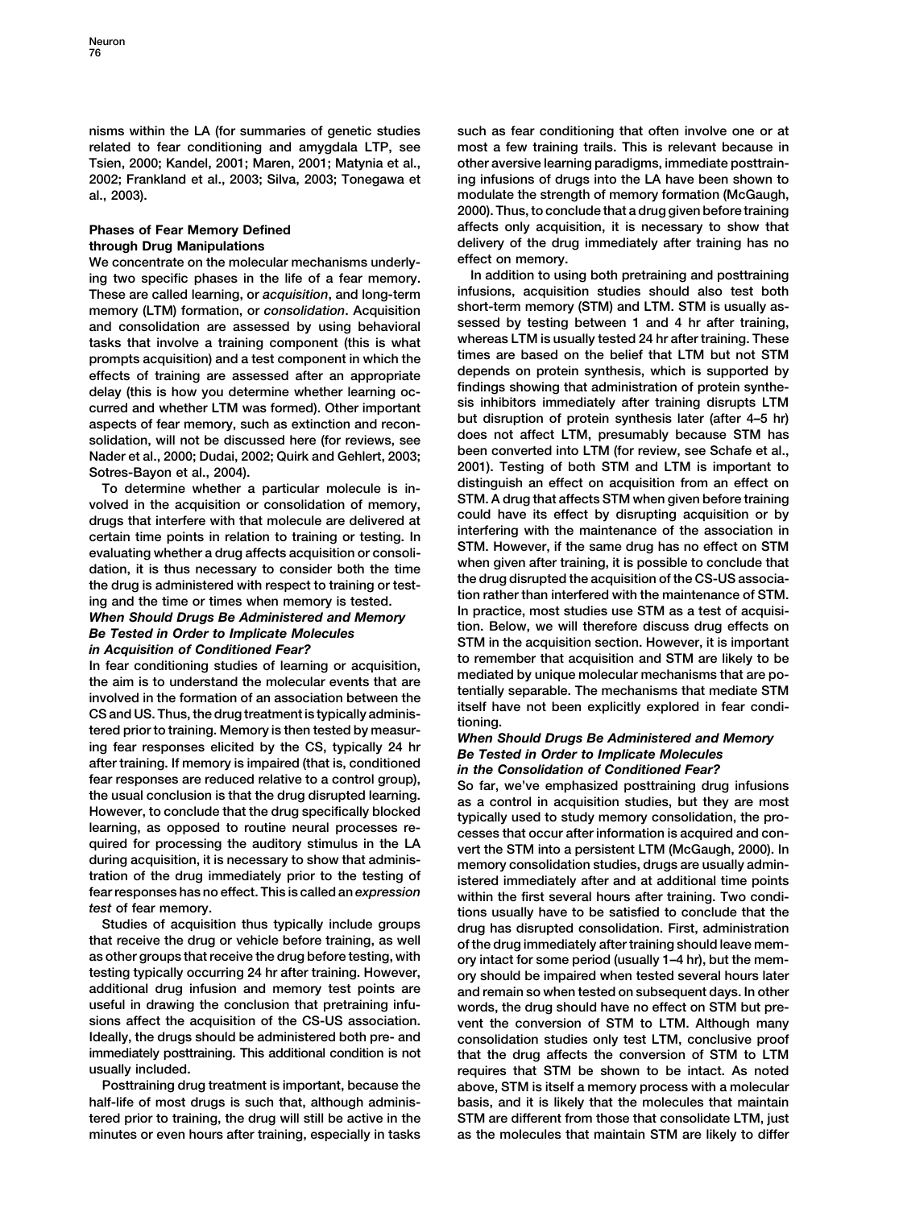nisms within the LA (for summaries of genetic studies related to fear conditioning and amygdala LTP, see Tsien, 2000; Kandel, 2001; Maren, 2001; Matynia et al., 2002; Frankland et al., 2003; Silva, 2003; Tonegawa et al., 2003).

## Phases of Fear Memory Defined through Drug Manipulations

We concentrate on the molecular mechanisms underlying two specific phases in the life of a fear memory. These are called learning, or *acquisition*, and long-term memory (LTM) formation, or *consolidation*. Acquisition and consolidation are assessed by using behavioral tasks that involve a training component (this is what prompts acquisition) and a test component in which the effects of training are assessed after an appropriate delay (this is how you determine whether learning occurred and whether LTM was formed). Other important aspects of fear memory, such as extinction and reconsolidation, will not be discussed here (for reviews, see Nader et al., 2000; Dudai, 2002; Quirk and Gehlert, 2003; Sotres-Bayon et al., 2004).

To determine whether a particular molecule is involved in the acquisition or consolidation of memory, drugs that interfere with that molecule are delivered at certain time points in relation to training or testing. In evaluating whether a drug affects acquisition or consolidation, it is thus necessary to consider both the time the drug is administered with respect to training or testing and the time or times when memory is tested.

### *When Should Drugs Be Administered and Memory Be Tested in Order to Implicate Molecules in Acquisition of Conditioned Fear?*

In fear conditioning studies of learning or acquisition, the aim is to understand the molecular events that are involved in the formation of an association between the CS and US. Thus, the drug treatment is typically administered prior to training. Memory is then tested by measuring fear responses elicited by the CS, typically 24 hr after training. If memory is impaired (that is, conditioned fear responses are reduced relative to a control group), the usual conclusion is that the drug disrupted learning. However, to conclude that the drug specifically blocked learning, as opposed to routine neural processes required for processing the auditory stimulus in the LA during acquisition, it is necessary to show that administration of the drug immediately prior to the testing of fear responses has no effect. This is called an *expression test* of fear memory.

Studies of acquisition thus typically include groups that receive the drug or vehicle before training, as well as other groups that receive the drug before testing, with testing typically occurring 24 hr after training. However, additional drug infusion and memory test points are useful in drawing the conclusion that pretraining infusions affect the acquisition of the CS-US association. Ideally, the drugs should be administered both pre- and immediately posttraining. This additional condition is not usually included.

Posttraining drug treatment is important, because the half-life of most drugs is such that, although administered prior to training, the drug will still be active in the minutes or even hours after training, especially in tasks such as fear conditioning that often involve one or at most a few training trails. This is relevant because in other aversive learning paradigms, immediate posttraining infusions of drugs into the LA have been shown to modulate the strength of memory formation (McGaugh, 2000). Thus, to conclude that a drug given before training affects only acquisition, it is necessary to show that delivery of the drug immediately after training has no effect on memory.

In addition to using both pretraining and posttraining infusions, acquisition studies should also test both short-term memory (STM) and LTM. STM is usually assessed by testing between 1 and 4 hr after training, whereas LTM is usually tested 24 hr after training. These times are based on the belief that LTM but not STM depends on protein synthesis, which is supported by findings showing that administration of protein synthesis inhibitors immediately after training disrupts LTM but disruption of protein synthesis later (after 4–5 hr) does not affect LTM, presumably because STM has been converted into LTM (for review, see Schafe et al., 2001). Testing of both STM and LTM is important to distinguish an effect on acquisition from an effect on STM. A drug that affects STM when given before training could have its effect by disrupting acquisition or by interfering with the maintenance of the association in STM. However, if the same drug has no effect on STM when given after training, it is possible to conclude that the drug disrupted the acquisition of the CS-US association rather than interfered with the maintenance of STM. In practice, most studies use STM as a test of acquisition. Below, we will therefore discuss drug effects on STM in the acquisition section. However, it is important to remember that acquisition and STM are likely to be mediated by unique molecular mechanisms that are potentially separable. The mechanisms that mediate STM itself have not been explicitly explored in fear conditioning.

### *When Should Drugs Be Administered and Memory Be Tested in Order to Implicate Molecules in the Consolidation of Conditioned Fear?*

So far, we've emphasized posttraining drug infusions as a control in acquisition studies, but they are most typically used to study memory consolidation, the processes that occur after information is acquired and convert the STM into a persistent LTM (McGaugh, 2000). In memory consolidation studies, drugs are usually administered immediately after and at additional time points within the first several hours after training. Two conditions usually have to be satisfied to conclude that the drug has disrupted consolidation. First, administration of the drug immediately after training should leave memory intact for some period (usually 1–4 hr), but the memory should be impaired when tested several hours later and remain so when tested on subsequent days. In other words, the drug should have no effect on STM but prevent the conversion of STM to LTM. Although many consolidation studies only test LTM, conclusive proof that the drug affects the conversion of STM to LTM requires that STM be shown to be intact. As noted above, STM is itself a memory process with a molecular basis, and it is likely that the molecules that maintain STM are different from those that consolidate LTM, just as the molecules that maintain STM are likely to differ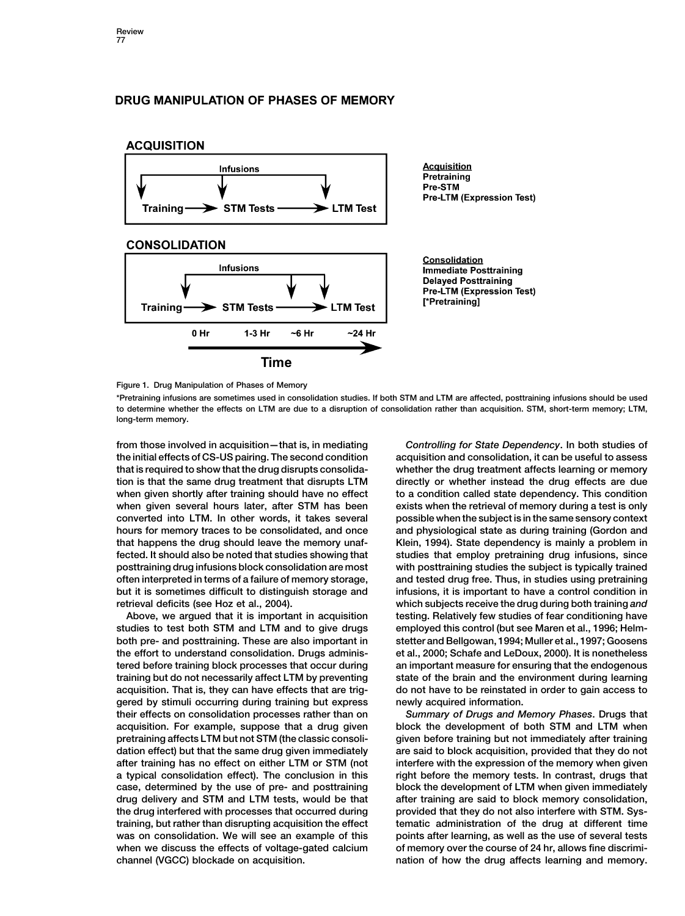## DRUG MANIPULATION OF PHASES OF MEMORY

ACQUISITION

Infusions

Training → STM Tests → LTM Test

**Acquisition**
**Pretraining**
**Pre-STM**
**Pre-LTM (Expression Test)**

CONSOLIDATION

Infusions

Training → STM Tests → LTM Test

0 Hr 1-3 Hr ~6 Hr ~24 Hr

Time

**Consolidation**
**Immediate Posttraining**
**Delayed Posttraining**
**Pre-LTM (Expression Test)**
**[*Pretraining]**

Figure 1. Drug Manipulation of Phases of Memory

*Pretraining infusions are sometimes used in consolidation studies. If both STM and LTM are affected, posttraining infusions should be used to determine whether the effects on LTM are due to a disruption of consolidation rather than acquisition. STM, short-term memory; LTM, long-term memory.

from those involved in acquisition—that is, in mediating the initial effects of CS-US pairing. The second condition that is required to show that the drug disrupts consolidation is that the same drug treatment that disrupts LTM when given shortly after training should have no effect when given several hours later, after STM has been converted into LTM. In other words, it takes several hours for memory traces to be consolidated, and once that happens the drug should leave the memory unaffected. It should also be noted that studies showing that posttraining drug infusions block consolidation are most often interpreted in terms of a failure of memory storage, but it is sometimes difficult to distinguish storage and retrieval deficits (see Hoz et al., 2004).

Above, we argued that it is important in acquisition studies to test both STM and LTM and to give drugs both pre- and posttraining. These are also important in the effort to understand consolidation. Drugs administered before training block processes that occur during training but do not necessarily affect LTM by preventing acquisition. That is, they can have effects that are triggered by stimuli occurring during training but express their effects on consolidation processes rather than on acquisition. For example, suppose that a drug given pretraining affects LTM but not STM (the classic consolidation effect) but that the same drug given immediately after training has no effect on either LTM or STM (not a typical consolidation effect). The conclusion in this case, determined by the use of pre- and posttraining drug delivery and STM and LTM tests, would be that the drug interfered with processes that occurred during training, but rather than disrupting acquisition the effect was on consolidation. We will see an example of this when we discuss the effects of voltage-gated calcium channel (VGCC) blockade on acquisition.

*Controlling for State Dependency*. In both studies of acquisition and consolidation, it can be useful to assess whether the drug treatment affects learning or memory directly or whether instead the drug effects are due to a condition called state dependency. This condition exists when the retrieval of memory during a test is only possible when the subject is in the same sensory context and physiological state as during training (Gordon and Klein, 1994). State dependency is mainly a problem in studies that employ pretraining drug infusions, since with posttraining studies the subject is typically trained and tested drug free. Thus, in studies using pretraining infusions, it is important to have a control condition in which subjects receive the drug during both training *and* testing. Relatively few studies of fear conditioning have employed this control (but see Maren et al., 1996; Helmstetter and Bellgowan, 1994; Muller et al., 1997; Goosens et al., 2000; Schafe and LeDoux, 2000). It is nonetheless an important measure for ensuring that the endogenous state of the brain and the environment during learning do not have to be reinstated in order to gain access to newly acquired information.

*Summary of Drugs and Memory Phases*. Drugs that block the development of both STM and LTM when given before training but not immediately after training are said to block acquisition, provided that they do not interfere with the expression of the memory when given right before the memory tests. In contrast, drugs that block the development of LTM when given immediately after training are said to block memory consolidation, provided that they do not also interfere with STM. Systematic administration of the drug at different time points after learning, as well as the use of several tests of memory over the course of 24 hr, allows fine discrimination of how the drug affects learning and memory.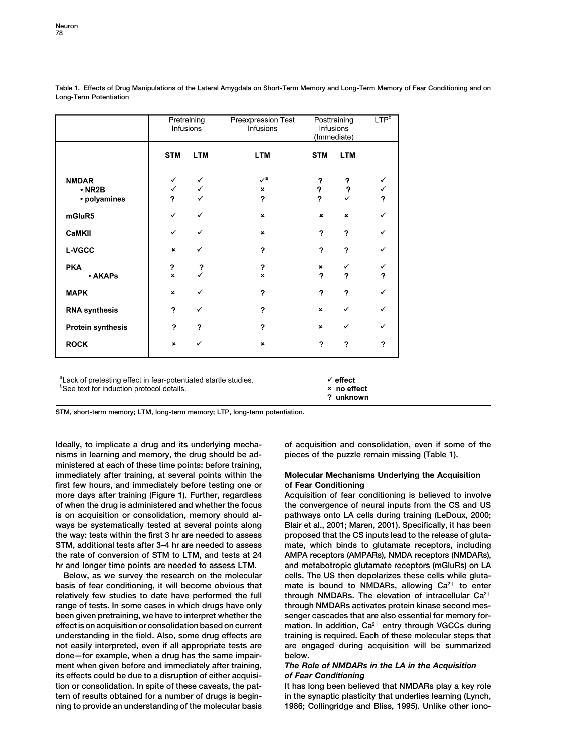**Table 1. Effects of Drug Manipulations of the Lateral Amygdala on Short-Term Memory and Long-Term Memory of Fear Conditioning and on Long-Term Potentiation**

| | Pretraining Infusions | | Preexpression Test Infusions | Posttraining Infusions (Immediate) | | LTP[b] |
|---|---|---|---|---|---|---|
| | **STM** | **LTM** | **LTM** | **STM** | **LTM** | |
| **NMDAR** | ✓ | ✓ | ✓[a] | ? | ? | ✓ |
| **• NR2B** | ✓ | ✓ | × | ? | ? | ✓ |
| **• polyamines** | ? | ✓ | ? | ? | ✓ | ? |
| **mGluR5** | ✓ | ✓ | × | × | × | ✓ |
| **CaMKII** | ✓ | ✓ | × | ? | ? | ✓ |
| **L-VGCC** | × | ✓ | ? | ? | ? | ✓ |
| **PKA** | ? | ? | ? | × | ✓ | ✓ |
| **• AKAPs** | × | ✓ | × | ? | ? | ? |
| **MAPK** | × | ✓ | ? | ? | ? | ✓ |
| **RNA synthesis** | ? | ✓ | ? | × | ✓ | ✓ |
| **Protein synthesis** | ? | ? | ? | × | ✓ | ✓ |
| **ROCK** | × | ✓ | × | ? | ? | ? |

[a]Lack of pretesting effect in fear-potentiated startle studies.
[b]See text for induction protocol details.

✓ effect
× no effect
? unknown

STM, short-term memory; LTM, long-term memory; LTP, long-term potentiation.

Ideally, to implicate a drug and its underlying mechanisms in learning and memory, the drug should be administered at each of these time points: before training, immediately after training, at several points within the first few hours, and immediately before testing one or more days after training (Figure 1). Further, regardless of when the drug is administered and whether the focus is on acquisition or consolidation, memory should always be systematically tested at several points along the way: tests within the first 3 hr are needed to assess STM, additional tests after 3–4 hr are needed to assess the rate of conversion of STM to LTM, and tests at 24 hr and longer time points are needed to assess LTM.

Below, as we survey the research on the molecular basis of fear conditioning, it will become obvious that relatively few studies to date have performed the full range of tests. In some cases in which drugs have only been given pretraining, we have to interpret whether the effect is on acquisition or consolidation based on current understanding in the field. Also, some drug effects are not easily interpreted, even if all appropriate tests are done—for example, when a drug has the same impairment when given before and immediately after training, its effects could be due to a disruption of either acquisition or consolidation. In spite of these caveats, the pattern of results obtained for a number of drugs is beginning to provide an understanding of the molecular basis of acquisition and consolidation, even if some of the pieces of the puzzle remain missing (Table 1).

## Molecular Mechanisms Underlying the Acquisition of Fear Conditioning

Acquisition of fear conditioning is believed to involve the convergence of neural inputs from the CS and US pathways onto LA cells during training (LeDoux, 2000; Blair et al., 2001; Maren, 2001). Specifically, it has been proposed that the CS inputs lead to the release of glutamate, which binds to glutamate receptors, including AMPA receptors (AMPARs), NMDA receptors (NMDARs), and metabotropic glutamate receptors (mGluRs) on LA cells. The US then depolarizes these cells while glutamate is bound to NMDARs, allowing $Ca^{2+}$ to enter through NMDARs. The elevation of intracellular $Ca^{2+}$ through NMDARs activates protein kinase second messenger cascades that are also essential for memory formation. In addition, $Ca^{2+}$ entry through VGCCs during training is required. Each of these molecular steps that are engaged during acquisition will be summarized below.

### *The Role of NMDARs in the LA in the Acquisition of Fear Conditioning*

It has long been believed that NMDARs play a key role in the synaptic plasticity that underlies learning (Lynch, 1986; Collingridge and Bliss, 1995). Unlike other iono-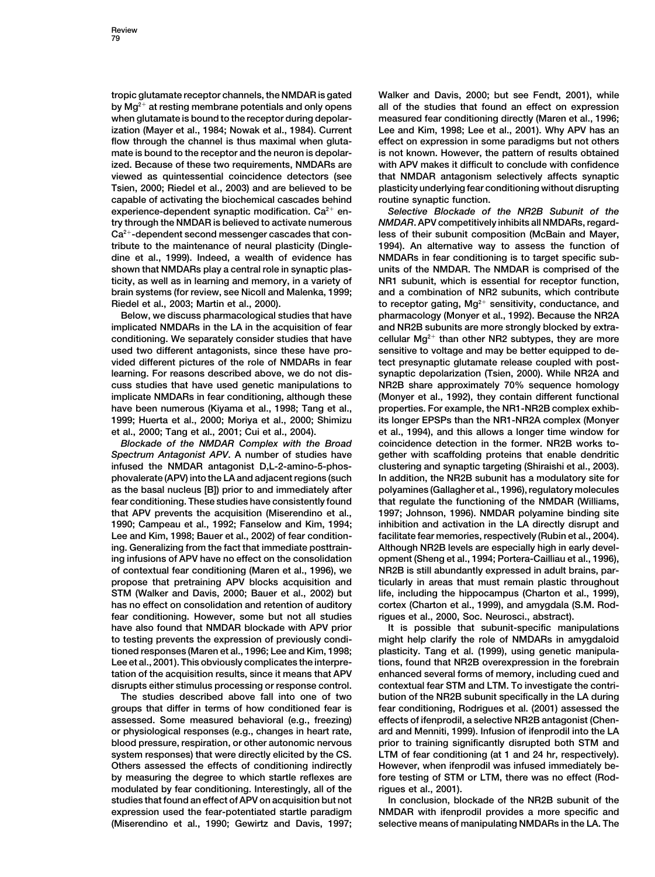tropic glutamate receptor channels, the NMDAR is gated by $Mg^{2+}$ at resting membrane potentials and only opens when glutamate is bound to the receptor during depolarization (Mayer et al., 1984; Nowak et al., 1984). Current flow through the channel is thus maximal when glutamate is bound to the receptor and the neuron is depolarized. Because of these two requirements, NMDARs are viewed as quintessential coincidence detectors (see Tsien, 2000; Riedel et al., 2003) and are believed to be capable of activating the biochemical cascades behind experience-dependent synaptic modification. $Ca^{2+}$ entry through the NMDAR is believed to activate numerous $Ca^{2+}$-dependent second messenger cascades that contribute to the maintenance of neural plasticity (Dingledine et al., 1999). Indeed, a wealth of evidence has shown that NMDARs play a central role in synaptic plasticity, as well as in learning and memory, in a variety of brain systems (for review, see Nicoll and Malenka, 1999; Riedel et al., 2003; Martin et al., 2000).

Below, we discuss pharmacological studies that have implicated NMDARs in the LA in the acquisition of fear conditioning. We separately consider studies that have used two different antagonists, since these have provided different pictures of the role of NMDARs in fear learning. For reasons described above, we do not discuss studies that have used genetic manipulations to implicate NMDARs in fear conditioning, although these have been numerous (Kiyama et al., 1998; Tang et al., 1999; Huerta et al., 2000; Moriya et al., 2000; Shimizu et al., 2000; Tang et al., 2001; Cui et al., 2004).

*Blockade of the NMDAR Complex with the Broad Spectrum Antagonist APV*. A number of studies have infused the NMDAR antagonist D,L-2-amino-5-phosphovalerate (APV) into the LA and adjacent regions (such as the basal nucleus [B]) prior to and immediately after fear conditioning. These studies have consistently found that APV prevents the acquisition (Miserendino et al., 1990; Campeau et al., 1992; Fanselow and Kim, 1994; Lee and Kim, 1998; Bauer et al., 2002) of fear conditioning. Generalizing from the fact that immediate posttraining infusions of APV have no effect on the consolidation of contextual fear conditioning (Maren et al., 1996), we propose that pretraining APV blocks acquisition and STM (Walker and Davis, 2000; Bauer et al., 2002) but has no effect on consolidation and retention of auditory fear conditioning. However, some but not all studies have also found that NMDAR blockade with APV prior to testing prevents the expression of previously conditioned responses (Maren et al., 1996; Lee and Kim, 1998; Lee et al., 2001). This obviously complicates the interpretation of the acquisition results, since it means that APV disrupts either stimulus processing or response control.

The studies described above fall into one of two groups that differ in terms of how conditioned fear is assessed. Some measured behavioral (e.g., freezing) or physiological responses (e.g., changes in heart rate, blood pressure, respiration, or other autonomic nervous system responses) that were directly elicited by the CS. Others assessed the effects of conditioning indirectly by measuring the degree to which startle reflexes are modulated by fear conditioning. Interestingly, all of the studies that found an effect of APV on acquisition but not expression used the fear-potentiated startle paradigm (Miserendino et al., 1990; Gewirtz and Davis, 1997; Walker and Davis, 2000; but see Fendt, 2001), while all of the studies that found an effect on expression measured fear conditioning directly (Maren et al., 1996; Lee and Kim, 1998; Lee et al., 2001). Why APV has an effect on expression in some paradigms but not others is not known. However, the pattern of results obtained with APV makes it difficult to conclude with confidence that NMDAR antagonism selectively affects synaptic plasticity underlying fear conditioning without disrupting routine synaptic function.

*Selective Blockade of the NR2B Subunit of the NMDAR*. APV competitively inhibits all NMDARs, regardless of their subunit composition (McBain and Mayer, 1994). An alternative way to assess the function of NMDARs in fear conditioning is to target specific subunits of the NMDAR. The NMDAR is comprised of the NR1 subunit, which is essential for receptor function, and a combination of NR2 subunits, which contribute to receptor gating, $Mg^{2+}$ sensitivity, conductance, and pharmacology (Monyer et al., 1992). Because the NR2A and NR2B subunits are more strongly blocked by extracellular $Mg^{2+}$ than other NR2 subtypes, they are more sensitive to voltage and may be better equipped to detect presynaptic glutamate release coupled with postsynaptic depolarization (Tsien, 2000). While NR2A and NR2B share approximately 70% sequence homology (Monyer et al., 1992), they contain different functional properties. For example, the NR1-NR2B complex exhibits longer EPSPs than the NR1-NR2A complex (Monyer et al., 1994), and this allows a longer time window for coincidence detection in the former. NR2B works together with scaffolding proteins that enable dendritic clustering and synaptic targeting (Shiraishi et al., 2003). In addition, the NR2B subunit has a modulatory site for polyamines (Gallagher et al., 1996), regulatory molecules that regulate the functioning of the NMDAR (Williams, 1997; Johnson, 1996). NMDAR polyamine binding site inhibition and activation in the LA directly disrupt and facilitate fear memories, respectively (Rubin et al., 2004). Although NR2B levels are especially high in early development (Sheng et al., 1994; Portera-Cailliau et al., 1996), NR2B is still abundantly expressed in adult brains, particularly in areas that must remain plastic throughout life, including the hippocampus (Charton et al., 1999), cortex (Charton et al., 1999), and amygdala (S.M. Rodrigues et al., 2000, Soc. Neurosci., abstract).

It is possible that subunit-specific manipulations might help clarify the role of NMDARs in amygdaloid plasticity. Tang et al. (1999), using genetic manipulations, found that NR2B overexpression in the forebrain enhanced several forms of memory, including cued and contextual fear STM and LTM. To investigate the contribution of the NR2B subunit specifically in the LA during fear conditioning, Rodrigues et al. (2001) assessed the effects of ifenprodil, a selective NR2B antagonist (Chenard and Menniti, 1999). Infusion of ifenprodil into the LA prior to training significantly disrupted both STM and LTM of fear conditioning (at 1 and 24 hr, respectively). However, when ifenprodil was infused immediately before testing of STM or LTM, there was no effect (Rodrigues et al., 2001).

In conclusion, blockade of the NR2B subunit of the NMDAR with ifenprodil provides a more specific and selective means of manipulating NMDARs in the LA. The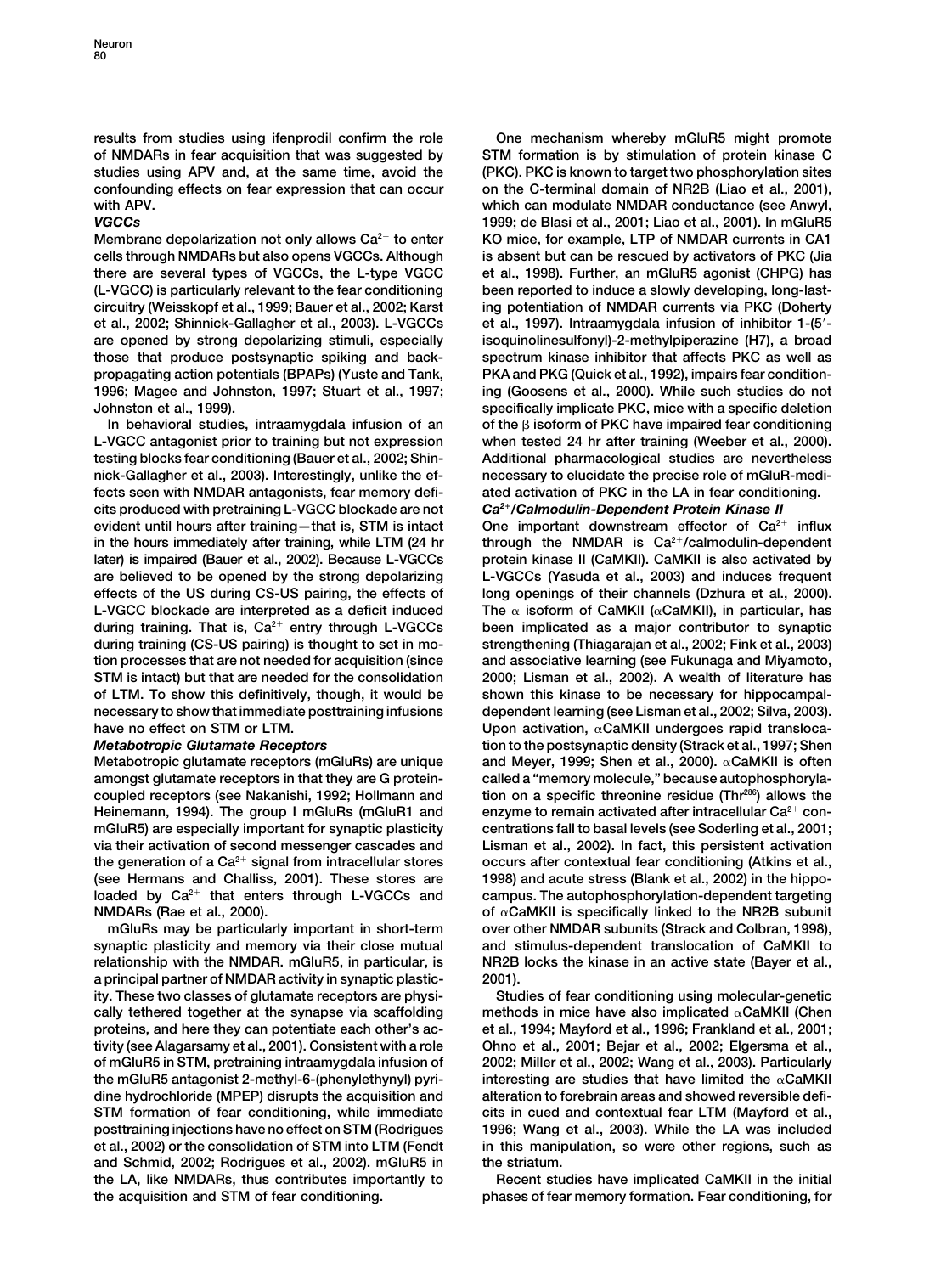results from studies using ifenprodil confirm the role of NMDARs in fear acquisition that was suggested by studies using APV and, at the same time, avoid the confounding effects on fear expression that can occur with APV.

### *VGCCs*

Membrane depolarization not only allows $Ca^{2+}$ to enter cells through NMDARs but also opens VGCCs. Although there are several types of VGCCs, the L-type VGCC (L-VGCC) is particularly relevant to the fear conditioning circuitry (Weisskopf et al., 1999; Bauer et al., 2002; Karst et al., 2002; Shinnick-Gallagher et al., 2003). L-VGCCs are opened by strong depolarizing stimuli, especially those that produce postsynaptic spiking and back-propagating action potentials (BPAPs) (Yuste and Tank, 1996; Magee and Johnston, 1997; Stuart et al., 1997; Johnston et al., 1999).

In behavioral studies, intraamygdala infusion of an L-VGCC antagonist prior to training but not expression testing blocks fear conditioning (Bauer et al., 2002; Shinnick-Gallagher et al., 2003). Interestingly, unlike the effects seen with NMDAR antagonists, fear memory deficits produced with pretraining L-VGCC blockade are not evident until hours after training—that is, STM is intact in the hours immediately after training, while LTM (24 hr later) is impaired (Bauer et al., 2002). Because L-VGCCs are believed to be opened by the strong depolarizing effects of the US during CS-US pairing, the effects of L-VGCC blockade are interpreted as a deficit induced during training. That is, $Ca^{2+}$ entry through L-VGCCs during training (CS-US pairing) is thought to set in motion processes that are not needed for acquisition (since STM is intact) but that are needed for the consolidation of LTM. To show this definitively, though, it would be necessary to show that immediate posttraining infusions have no effect on STM or LTM.

### *Metabotropic Glutamate Receptors*

Metabotropic glutamate receptors (mGluRs) are unique amongst glutamate receptors in that they are G protein-coupled receptors (see Nakanishi, 1992; Hollmann and Heinemann, 1994). The group I mGluRs (mGluR1 and mGluR5) are especially important for synaptic plasticity via their activation of second messenger cascades and the generation of a $Ca^{2+}$ signal from intracellular stores (see Hermans and Challiss, 2001). These stores are loaded by $Ca^{2+}$ that enters through L-VGCCs and NMDARs (Rae et al., 2000).

mGluRs may be particularly important in short-term synaptic plasticity and memory via their close mutual relationship with the NMDAR. mGluR5, in particular, is a principal partner of NMDAR activity in synaptic plasticity. These two classes of glutamate receptors are physically tethered together at the synapse via scaffolding proteins, and here they can potentiate each other's activity (see Alagarsamy et al., 2001). Consistent with a role of mGluR5 in STM, pretraining intraamygdala infusion of the mGluR5 antagonist 2-methyl-6-(phenylethynyl) pyridine hydrochloride (MPEP) disrupts the acquisition and STM formation of fear conditioning, while immediate posttraining injections have no effect on STM (Rodrigues et al., 2002) or the consolidation of STM into LTM (Fendt and Schmid, 2002; Rodrigues et al., 2002). mGluR5 in the LA, like NMDARs, thus contributes importantly to the acquisition and STM of fear conditioning.

One mechanism whereby mGluR5 might promote STM formation is by stimulation of protein kinase C (PKC). PKC is known to target two phosphorylation sites on the C-terminal domain of NR2B (Liao et al., 2001), which can modulate NMDAR conductance (see Anwyl, 1999; de Blasi et al., 2001; Liao et al., 2001). In mGluR5 KO mice, for example, LTP of NMDAR currents in CA1 is absent but can be rescued by activators of PKC (Jia et al., 1998). Further, an mGluR5 agonist (CHPG) has been reported to induce a slowly developing, long-lasting potentiation of NMDAR currents via PKC (Doherty et al., 1997). Intraamygdala infusion of inhibitor 1-(5′-isoquinolinesulfonyl)-2-methylpiperazine (H7), a broad spectrum kinase inhibitor that affects PKC as well as PKA and PKG (Quick et al., 1992), impairs fear conditioning (Goosens et al., 2000). While such studies do not specifically implicate PKC, mice with a specific deletion of the β isoform of PKC have impaired fear conditioning when tested 24 hr after training (Weeber et al., 2000). Additional pharmacological studies are nevertheless necessary to elucidate the precise role of mGluR-mediated activation of PKC in the LA in fear conditioning.

### *$Ca^{2+}$/Calmodulin-Dependent Protein Kinase II*

One important downstream effector of $Ca^{2+}$ influx through the NMDAR is $Ca^{2+}$/calmodulin-dependent protein kinase II (CaMKII). CaMKII is also activated by L-VGCCs (Yasuda et al., 2003) and induces frequent long openings of their channels (Dzhura et al., 2000). The α isoform of CaMKII (αCaMKII), in particular, has been implicated as a major contributor to synaptic strengthening (Thiagarajan et al., 2002; Fink et al., 2003) and associative learning (see Fukunaga and Miyamoto, 2000; Lisman et al., 2002). A wealth of literature has shown this kinase to be necessary for hippocampal-dependent learning (see Lisman et al., 2002; Silva, 2003). Upon activation, αCaMKII undergoes rapid translocation to the postsynaptic density (Strack et al., 1997; Shen and Meyer, 1999; Shen et al., 2000). αCaMKII is often called a "memory molecule," because autophosphorylation on a specific threonine residue ($Thr^{286}$) allows the enzyme to remain activated after intracellular $Ca^{2+}$ concentrations fall to basal levels (see Soderling et al., 2001; Lisman et al., 2002). In fact, this persistent activation occurs after contextual fear conditioning (Atkins et al., 1998) and acute stress (Blank et al., 2002) in the hippocampus. The autophosphorylation-dependent targeting of αCaMKII is specifically linked to the NR2B subunit over other NMDAR subunits (Strack and Colbran, 1998), and stimulus-dependent translocation of CaMKII to NR2B locks the kinase in an active state (Bayer et al., 2001).

Studies of fear conditioning using molecular-genetic methods in mice have also implicated αCaMKII (Chen et al., 1994; Mayford et al., 1996; Frankland et al., 2001; Ohno et al., 2001; Bejar et al., 2002; Elgersma et al., 2002; Miller et al., 2002; Wang et al., 2003). Particularly interesting are studies that have limited the αCaMKII alteration to forebrain areas and showed reversible deficits in cued and contextual fear LTM (Mayford et al., 1996; Wang et al., 2003). While the LA was included in this manipulation, so were other regions, such as the striatum.

Recent studies have implicated CaMKII in the initial phases of fear memory formation. Fear conditioning, for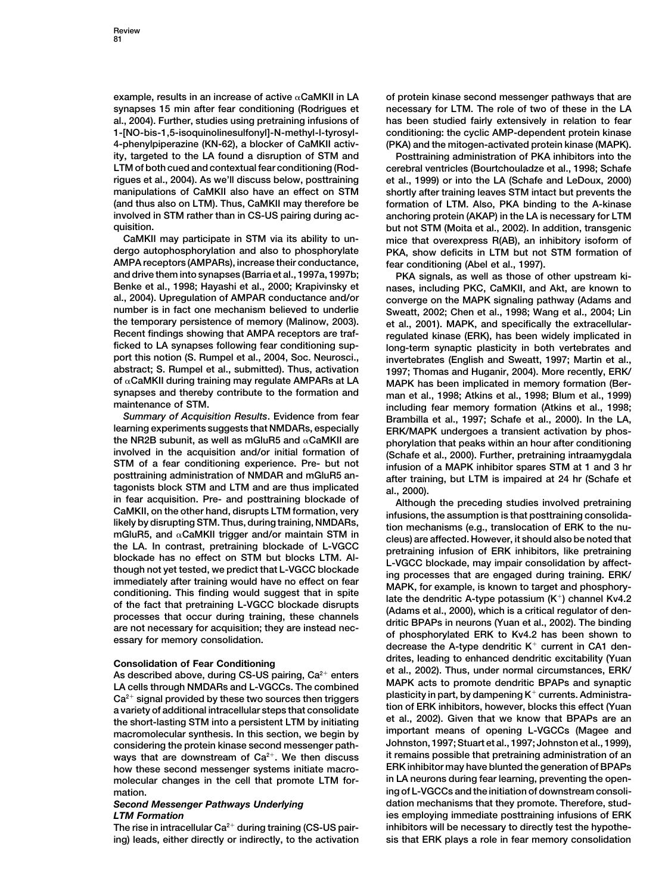example, results in an increase of active αCaMKII in LA synapses 15 min after fear conditioning (Rodrigues et al., 2004). Further, studies using pretraining infusions of 1-[NO-bis-1,5-isoquinolinesulfonyl]-N-methyl-l-tyrosyl-4-phenylpiperazine (KN-62), a blocker of CaMKII activity, targeted to the LA found a disruption of STM and LTM of both cued and contextual fear conditioning (Rodrigues et al., 2004). As we'll discuss below, posttraining manipulations of CaMKII also have an effect on STM (and thus also on LTM). Thus, CaMKII may therefore be involved in STM rather than in CS-US pairing during acquisition.

CaMKII may participate in STM via its ability to undergo autophosphorylation and also to phosphorylate AMPA receptors (AMPARs), increase their conductance, and drive them into synapses (Barria et al., 1997a, 1997b; Benke et al., 1998; Hayashi et al., 2000; Krapivinsky et al., 2004). Upregulation of AMPAR conductance and/or number is in fact one mechanism believed to underlie the temporary persistence of memory (Malinow, 2003). Recent findings showing that AMPA receptors are trafficked to LA synapses following fear conditioning support this notion (S. Rumpel et al., 2004, Soc. Neurosci., abstract; S. Rumpel et al., submitted). Thus, activation of αCaMKII during training may regulate AMPARs at LA synapses and thereby contribute to the formation and maintenance of STM.

*Summary of Acquisition Results*. Evidence from fear learning experiments suggests that NMDARs, especially the NR2B subunit, as well as mGluR5 and αCaMKII are involved in the acquisition and/or initial formation of STM of a fear conditioning experience. Pre- but not posttraining administration of NMDAR and mGluR5 antagonists block STM and LTM and are thus implicated in fear acquisition. Pre- and posttraining blockade of CaMKII, on the other hand, disrupts LTM formation, very likely by disrupting STM. Thus, during training, NMDARs, mGluR5, and αCaMKII trigger and/or maintain STM in the LA. In contrast, pretraining blockade of L-VGCC blockade has no effect on STM but blocks LTM. Although not yet tested, we predict that L-VGCC blockade immediately after training would have no effect on fear conditioning. This finding would suggest that in spite of the fact that pretraining L-VGCC blockade disrupts processes that occur during training, these channels are not necessary for acquisition; they are instead necessary for memory consolidation.

## Consolidation of Fear Conditioning

As described above, during CS-US pairing, $Ca^{2+}$ enters LA cells through NMDARs and L-VGCCs. The combined $Ca^{2+}$ signal provided by these two sources then triggers a variety of additional intracellular steps that consolidate the short-lasting STM into a persistent LTM by initiating macromolecular synthesis. In this section, we begin by considering the protein kinase second messenger pathways that are downstream of $Ca^{2+}$. We then discuss how these second messenger systems initiate macromolecular changes in the cell that promote LTM formation.

### *Second Messenger Pathways Underlying LTM Formation*

The rise in intracellular $Ca^{2+}$ during training (CS-US pairing) leads, either directly or indirectly, to the activation of protein kinase second messenger pathways that are necessary for LTM. The role of two of these in the LA has been studied fairly extensively in relation to fear conditioning: the cyclic AMP-dependent protein kinase (PKA) and the mitogen-activated protein kinase (MAPK).

Posttraining administration of PKA inhibitors into the cerebral ventricles (Bourtchouladze et al., 1998; Schafe et al., 1999) or into the LA (Schafe and LeDoux, 2000) shortly after training leaves STM intact but prevents the formation of LTM. Also, PKA binding to the A-kinase anchoring protein (AKAP) in the LA is necessary for LTM but not STM (Moita et al., 2002). In addition, transgenic mice that overexpress R(AB), an inhibitory isoform of PKA, show deficits in LTM but not STM formation of fear conditioning (Abel et al., 1997).

PKA signals, as well as those of other upstream kinases, including PKC, CaMKII, and Akt, are known to converge on the MAPK signaling pathway (Adams and Sweatt, 2002; Chen et al., 1998; Wang et al., 2004; Lin et al., 2001). MAPK, and specifically the extracellular-regulated kinase (ERK), has been widely implicated in long-term synaptic plasticity in both vertebrates and invertebrates (English and Sweatt, 1997; Martin et al., 1997; Thomas and Huganir, 2004). More recently, ERK/MAPK has been implicated in memory formation (Berman et al., 1998; Atkins et al., 1998; Blum et al., 1999) including fear memory formation (Atkins et al., 1998; Brambilla et al., 1997; Schafe et al., 2000). In the LA, ERK/MAPK undergoes a transient activation by phosphorylation that peaks within an hour after conditioning (Schafe et al., 2000). Further, pretraining intraamygdala infusion of a MAPK inhibitor spares STM at 1 and 3 hr after training, but LTM is impaired at 24 hr (Schafe et al., 2000).

Although the preceding studies involved pretraining infusions, the assumption is that posttraining consolidation mechanisms (e.g., translocation of ERK to the nucleus) are affected. However, it should also be noted that pretraining infusion of ERK inhibitors, like pretraining L-VGCC blockade, may impair consolidation by affecting processes that are engaged during training. ERK/MAPK, for example, is known to target and phosphorylate the dendritic A-type potassium ($K^+$) channel Kv4.2 (Adams et al., 2000), which is a critical regulator of dendritic BPAPs in neurons (Yuan et al., 2002). The binding of phosphorylated ERK to Kv4.2 has been shown to decrease the A-type dendritic $K^+$ current in CA1 dendrites, leading to enhanced dendritic excitability (Yuan et al., 2002). Thus, under normal circumstances, ERK/MAPK acts to promote dendritic BPAPs and synaptic plasticity in part, by dampening $K^+$ currents. Administration of ERK inhibitors, however, blocks this effect (Yuan et al., 2002). Given that we know that BPAPs are an important means of opening L-VGCCs (Magee and Johnston, 1997; Stuart et al., 1997; Johnston et al., 1999), it remains possible that pretraining administration of an ERK inhibitor may have blunted the generation of BPAPs in LA neurons during fear learning, preventing the opening of L-VGCCs and the initiation of downstream consolidation mechanisms that they promote. Therefore, studies employing immediate posttraining infusions of ERK inhibitors will be necessary to directly test the hypothesis that ERK plays a role in fear memory consolidation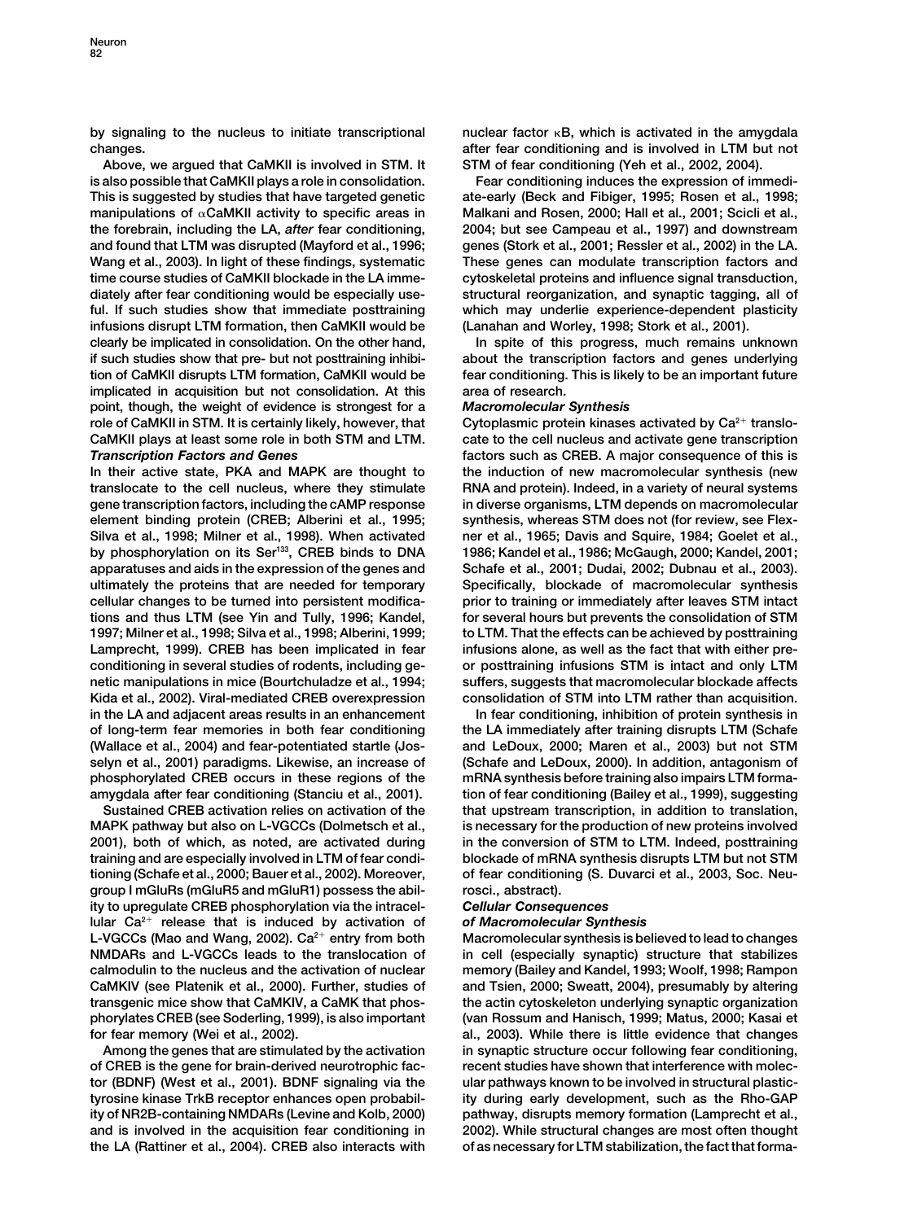by signaling to the nucleus to initiate transcriptional changes.

Above, we argued that CaMKII is involved in STM. It is also possible that CaMKII plays a role in consolidation. This is suggested by studies that have targeted genetic manipulations of αCaMKII activity to specific areas in the forebrain, including the LA, *after* fear conditioning, and found that LTM was disrupted (Mayford et al., 1996; Wang et al., 2003). In light of these findings, systematic time course studies of CaMKII blockade in the LA immediately after fear conditioning would be especially useful. If such studies show that immediate posttraining infusions disrupt LTM formation, then CaMKII would be clearly be implicated in consolidation. On the other hand, if such studies show that pre- but not posttraining inhibition of CaMKII disrupts LTM formation, CaMKII would be implicated in acquisition but not consolidation. At this point, though, the weight of evidence is strongest for a role of CaMKII in STM. It is certainly likely, however, that CaMKII plays at least some role in both STM and LTM.

### *Transcription Factors and Genes*

In their active state, PKA and MAPK are thought to translocate to the cell nucleus, where they stimulate gene transcription factors, including the cAMP response element binding protein (CREB; Alberini et al., 1995; Silva et al., 1998; Milner et al., 1998). When activated by phosphorylation on its Ser[133], CREB binds to DNA apparatuses and aids in the expression of the genes and ultimately the proteins that are needed for temporary cellular changes to be turned into persistent modifications and thus LTM (see Yin and Tully, 1996; Kandel, 1997; Milner et al., 1998; Silva et al., 1998; Alberini, 1999; Lamprecht, 1999). CREB has been implicated in fear conditioning in several studies of rodents, including genetic manipulations in mice (Bourtchuladze et al., 1994; Kida et al., 2002). Viral-mediated CREB overexpression in the LA and adjacent areas results in an enhancement of long-term fear memories in both fear conditioning (Wallace et al., 2004) and fear-potentiated startle (Josselyn et al., 2001) paradigms. Likewise, an increase of phosphorylated CREB occurs in these regions of the amygdala after fear conditioning (Stanciu et al., 2001).

Sustained CREB activation relies on activation of the MAPK pathway but also on L-VGCCs (Dolmetsch et al., 2001), both of which, as noted, are activated during training and are especially involved in LTM of fear conditioning (Schafe et al., 2000; Bauer et al., 2002). Moreover, group I mGluRs (mGluR5 and mGluR1) possess the ability to upregulate CREB phosphorylation via the intracellular $Ca^{2+}$ release that is induced by activation of L-VGCCs (Mao and Wang, 2002). $Ca^{2+}$ entry from both NMDARs and L-VGCCs leads to the translocation of calmodulin to the nucleus and the activation of nuclear CaMKIV (see Platenik et al., 2000). Further, studies of transgenic mice show that CaMKIV, a CaMK that phosphorylates CREB (see Soderling, 1999), is also important for fear memory (Wei et al., 2002).

Among the genes that are stimulated by the activation of CREB is the gene for brain-derived neurotrophic factor (BDNF) (West et al., 2001). BDNF signaling via the tyrosine kinase TrkB receptor enhances open probability of NR2B-containing NMDARs (Levine and Kolb, 2000) and is involved in the acquisition fear conditioning in the LA (Rattiner et al., 2004). CREB also interacts with nuclear factor κB, which is activated in the amygdala after fear conditioning and is involved in LTM but not STM of fear conditioning (Yeh et al., 2002, 2004).

Fear conditioning induces the expression of immediate-early (Beck and Fibiger, 1995; Rosen et al., 1998; Malkani and Rosen, 2000; Hall et al., 2001; Scicli et al., 2004; but see Campeau et al., 1997) and downstream genes (Stork et al., 2001; Ressler et al., 2002) in the LA. These genes can modulate transcription factors and cytoskeletal proteins and influence signal transduction, structural reorganization, and synaptic tagging, all of which may underlie experience-dependent plasticity (Lanahan and Worley, 1998; Stork et al., 2001).

In spite of this progress, much remains unknown about the transcription factors and genes underlying fear conditioning. This is likely to be an important future area of research.

### *Macromolecular Synthesis*

Cytoplasmic protein kinases activated by $Ca^{2+}$ translocate to the cell nucleus and activate gene transcription factors such as CREB. A major consequence of this is the induction of new macromolecular synthesis (new RNA and protein). Indeed, in a variety of neural systems in diverse organisms, LTM depends on macromolecular synthesis, whereas STM does not (for review, see Flexner et al., 1965; Davis and Squire, 1984; Goelet et al., 1986; Kandel et al., 1986; McGaugh, 2000; Kandel, 2001; Schafe et al., 2001; Dudai, 2002; Dubnau et al., 2003). Specifically, blockade of macromolecular synthesis prior to training or immediately after leaves STM intact for several hours but prevents the consolidation of STM to LTM. That the effects can be achieved by posttraining infusions alone, as well as the fact that with either pre- or posttraining infusions STM is intact and only LTM suffers, suggests that macromolecular blockade affects consolidation of STM into LTM rather than acquisition.

In fear conditioning, inhibition of protein synthesis in the LA immediately after training disrupts LTM (Schafe and LeDoux, 2000; Maren et al., 2003) but not STM (Schafe and LeDoux, 2000). In addition, antagonism of mRNA synthesis before training also impairs LTM formation of fear conditioning (Bailey et al., 1999), suggesting that upstream transcription, in addition to translation, is necessary for the production of new proteins involved in the conversion of STM to LTM. Indeed, posttraining blockade of mRNA synthesis disrupts LTM but not STM of fear conditioning (S. Duvarci et al., 2003, Soc. Neurosci., abstract).

### *Cellular Consequences of Macromolecular Synthesis*

Macromolecular synthesis is believed to lead to changes in cell (especially synaptic) structure that stabilizes memory (Bailey and Kandel, 1993; Woolf, 1998; Rampon and Tsien, 2000; Sweatt, 2004), presumably by altering the actin cytoskeleton underlying synaptic organization (van Rossum and Hanisch, 1999; Matus, 2000; Kasai et al., 2003). While there is little evidence that changes in synaptic structure occur following fear conditioning, recent studies have shown that interference with molecular pathways known to be involved in structural plasticity during early development, such as the Rho-GAP pathway, disrupts memory formation (Lamprecht et al., 2002). While structural changes are most often thought of as necessary for LTM stabilization, the fact that forma-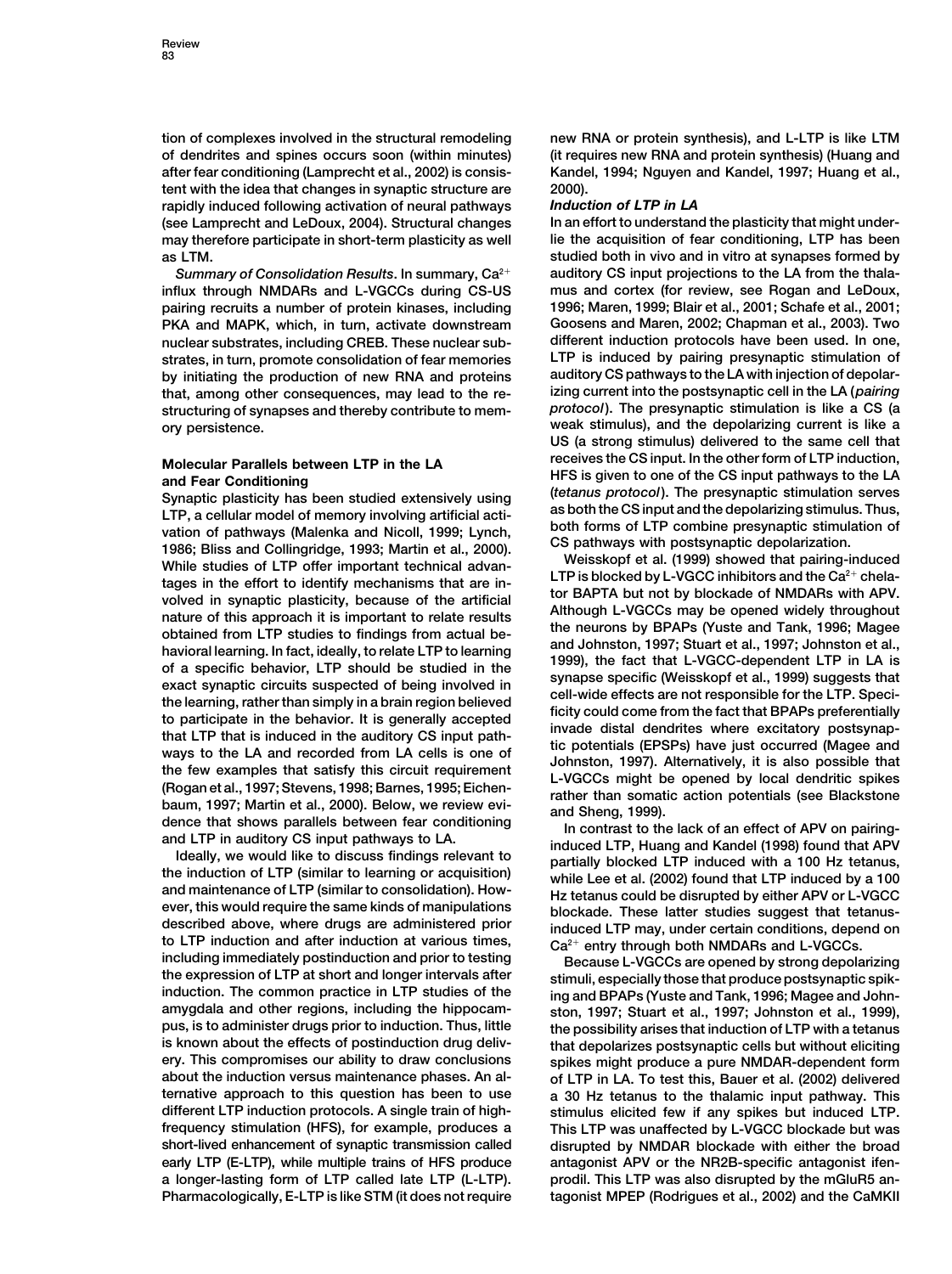tion of complexes involved in the structural remodeling of dendrites and spines occurs soon (within minutes) after fear conditioning (Lamprecht et al., 2002) is consistent with the idea that changes in synaptic structure are rapidly induced following activation of neural pathways (see Lamprecht and LeDoux, 2004). Structural changes may therefore participate in short-term plasticity as well as LTM.

*Summary of Consolidation Results*. In summary, $Ca^{2+}$ influx through NMDARs and L-VGCCs during CS-US pairing recruits a number of protein kinases, including PKA and MAPK, which, in turn, activate downstream nuclear substrates, including CREB. These nuclear substrates, in turn, promote consolidation of fear memories by initiating the production of new RNA and proteins that, among other consequences, may lead to the restructuring of synapses and thereby contribute to memory persistence.

## Molecular Parallels between LTP in the LA and Fear Conditioning

Synaptic plasticity has been studied extensively using LTP, a cellular model of memory involving artificial activation of pathways (Malenka and Nicoll, 1999; Lynch, 1986; Bliss and Collingridge, 1993; Martin et al., 2000). While studies of LTP offer important technical advantages in the effort to identify mechanisms that are involved in synaptic plasticity, because of the artificial nature of this approach it is important to relate results obtained from LTP studies to findings from actual behavioral learning. In fact, ideally, to relate LTP to learning of a specific behavior, LTP should be studied in the exact synaptic circuits suspected of being involved in the learning, rather than simply in a brain region believed to participate in the behavior. It is generally accepted that LTP that is induced in the auditory CS input pathways to the LA and recorded from LA cells is one of the few examples that satisfy this circuit requirement (Rogan et al., 1997; Stevens, 1998; Barnes, 1995; Eichenbaum, 1997; Martin et al., 2000). Below, we review evidence that shows parallels between fear conditioning and LTP in auditory CS input pathways to LA.

Ideally, we would like to discuss findings relevant to the induction of LTP (similar to learning or acquisition) and maintenance of LTP (similar to consolidation). However, this would require the same kinds of manipulations described above, where drugs are administered prior to LTP induction and after induction at various times, including immediately postinduction and prior to testing the expression of LTP at short and longer intervals after induction. The common practice in LTP studies of the amygdala and other regions, including the hippocampus, is to administer drugs prior to induction. Thus, little is known about the effects of postinduction drug delivery. This compromises our ability to draw conclusions about the induction versus maintenance phases. An alternative approach to this question has been to use different LTP induction protocols. A single train of high-frequency stimulation (HFS), for example, produces a short-lived enhancement of synaptic transmission called early LTP (E-LTP), while multiple trains of HFS produce a longer-lasting form of LTP called late LTP (L-LTP). Pharmacologically, E-LTP is like STM (it does not require new RNA or protein synthesis), and L-LTP is like LTM (it requires new RNA and protein synthesis) (Huang and Kandel, 1994; Nguyen and Kandel, 1997; Huang et al., 2000).

### Induction of LTP in LA

In an effort to understand the plasticity that might underlie the acquisition of fear conditioning, LTP has been studied both in vivo and in vitro at synapses formed by auditory CS input projections to the LA from the thalamus and cortex (for review, see Rogan and LeDoux, 1996; Maren, 1999; Blair et al., 2001; Schafe et al., 2001; Goosens and Maren, 2002; Chapman et al., 2003). Two different induction protocols have been used. In one, LTP is induced by pairing presynaptic stimulation of auditory CS pathways to the LA with injection of depolarizing current into the postsynaptic cell in the LA (*pairing protocol*). The presynaptic stimulation is like a CS (a weak stimulus), and the depolarizing current is like a US (a strong stimulus) delivered to the same cell that receives the CS input. In the other form of LTP induction, HFS is given to one of the CS input pathways to the LA (*tetanus protocol*). The presynaptic stimulation serves as both the CS input and the depolarizing stimulus. Thus, both forms of LTP combine presynaptic stimulation of CS pathways with postsynaptic depolarization.

Weisskopf et al. (1999) showed that pairing-induced LTP is blocked by L-VGCC inhibitors and the $Ca^{2+}$ chelator BAPTA but not by blockade of NMDARs with APV. Although L-VGCCs may be opened widely throughout the neurons by BPAPs (Yuste and Tank, 1996; Magee and Johnston, 1997; Stuart et al., 1997; Johnston et al., 1999), the fact that L-VGCC-dependent LTP in LA is synapse specific (Weisskopf et al., 1999) suggests that cell-wide effects are not responsible for the LTP. Specificity could come from the fact that BPAPs preferentially invade distal dendrites where excitatory postsynaptic potentials (EPSPs) have just occurred (Magee and Johnston, 1997). Alternatively, it is also possible that L-VGCCs might be opened by local dendritic spikes rather than somatic action potentials (see Blackstone and Sheng, 1999).

In contrast to the lack of an effect of APV on pairing-induced LTP, Huang and Kandel (1998) found that APV partially blocked LTP induced with a 100 Hz tetanus, while Lee et al. (2002) found that LTP induced by a 100 Hz tetanus could be disrupted by either APV or L-VGCC blockade. These latter studies suggest that tetanus-induced LTP may, under certain conditions, depend on $Ca^{2+}$ entry through both NMDARs and L-VGCCs.

Because L-VGCCs are opened by strong depolarizing stimuli, especially those that produce postsynaptic spiking and BPAPs (Yuste and Tank, 1996; Magee and Johnston, 1997; Stuart et al., 1997; Johnston et al., 1999), the possibility arises that induction of LTP with a tetanus that depolarizes postsynaptic cells but without eliciting spikes might produce a pure NMDAR-dependent form of LTP in LA. To test this, Bauer et al. (2002) delivered a 30 Hz tetanus to the thalamic input pathway. This stimulus elicited few if any spikes but induced LTP. This LTP was unaffected by L-VGCC blockade but was disrupted by NMDAR blockade with either the broad antagonist APV or the NR2B-specific antagonist ifenprodil. This LTP was also disrupted by the mGluR5 antagonist MPEP (Rodrigues et al., 2002) and the CaMKII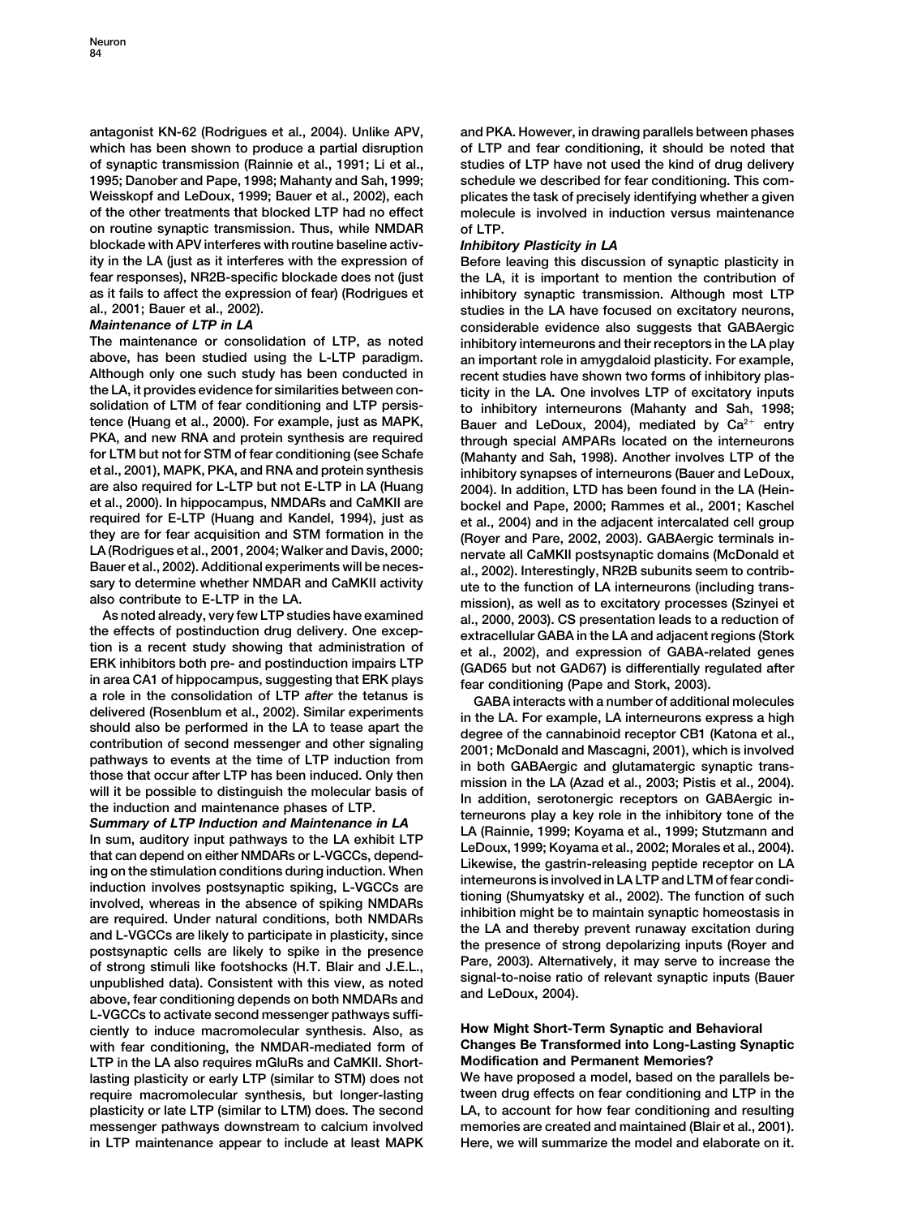antagonist KN-62 (Rodrigues et al., 2004). Unlike APV, which has been shown to produce a partial disruption of synaptic transmission (Rainnie et al., 1991; Li et al., 1995; Danober and Pape, 1998; Mahanty and Sah, 1999; Weisskopf and LeDoux, 1999; Bauer et al., 2002), each of the other treatments that blocked LTP had no effect on routine synaptic transmission. Thus, while NMDAR blockade with APV interferes with routine baseline activity in the LA (just as it interferes with the expression of fear responses), NR2B-specific blockade does not (just as it fails to affect the expression of fear) (Rodrigues et al., 2001; Bauer et al., 2002).

***Maintenance of LTP in LA***

The maintenance or consolidation of LTP, as noted above, has been studied using the L-LTP paradigm. Although only one such study has been conducted in the LA, it provides evidence for similarities between consolidation of LTM of fear conditioning and LTP persistence (Huang et al., 2000). For example, just as MAPK, PKA, and new RNA and protein synthesis are required for LTM but not for STM of fear conditioning (see Schafe et al., 2001), MAPK, PKA, and RNA and protein synthesis are also required for L-LTP but not E-LTP in LA (Huang et al., 2000). In hippocampus, NMDARs and CaMKII are required for E-LTP (Huang and Kandel, 1994), just as they are for fear acquisition and STM formation in the LA (Rodrigues et al., 2001, 2004; Walker and Davis, 2000; Bauer et al., 2002). Additional experiments will be necessary to determine whether NMDAR and CaMKII activity also contribute to E-LTP in the LA.

As noted already, very few LTP studies have examined the effects of postinduction drug delivery. One exception is a recent study showing that administration of ERK inhibitors both pre- and postinduction impairs LTP in area CA1 of hippocampus, suggesting that ERK plays a role in the consolidation of LTP *after* the tetanus is delivered (Rosenblum et al., 2002). Similar experiments should also be performed in the LA to tease apart the contribution of second messenger and other signaling pathways to events at the time of LTP induction from those that occur after LTP has been induced. Only then will it be possible to distinguish the molecular basis of the induction and maintenance phases of LTP.

***Summary of LTP Induction and Maintenance in LA***

In sum, auditory input pathways to the LA exhibit LTP that can depend on either NMDARs or L-VGCCs, depending on the stimulation conditions during induction. When induction involves postsynaptic spiking, L-VGCCs are involved, whereas in the absence of spiking NMDARs are required. Under natural conditions, both NMDARs and L-VGCCs are likely to participate in plasticity, since postsynaptic cells are likely to spike in the presence of strong stimuli like footshocks (H.T. Blair and J.E.L., unpublished data). Consistent with this view, as noted above, fear conditioning depends on both NMDARs and L-VGCCs to activate second messenger pathways sufficiently to induce macromolecular synthesis. Also, as with fear conditioning, the NMDAR-mediated form of LTP in the LA also requires mGluRs and CaMKII. Short-lasting plasticity or early LTP (similar to STM) does not require macromolecular synthesis, but longer-lasting plasticity or late LTP (similar to LTM) does. The second messenger pathways downstream to calcium involved in LTP maintenance appear to include at least MAPK and PKA. However, in drawing parallels between phases of LTP and fear conditioning, it should be noted that studies of LTP have not used the kind of drug delivery schedule we described for fear conditioning. This complicates the task of precisely identifying whether a given molecule is involved in induction versus maintenance of LTP.

***Inhibitory Plasticity in LA***

Before leaving this discussion of synaptic plasticity in the LA, it is important to mention the contribution of inhibitory synaptic transmission. Although most LTP studies in the LA have focused on excitatory neurons, considerable evidence also suggests that GABAergic inhibitory interneurons and their receptors in the LA play an important role in amygdaloid plasticity. For example, recent studies have shown two forms of inhibitory plasticity in the LA. One involves LTP of excitatory inputs to inhibitory interneurons (Mahanty and Sah, 1998; Bauer and LeDoux, 2004), mediated by $Ca^{2+}$ entry through special AMPARs located on the interneurons (Mahanty and Sah, 1998). Another involves LTP of the inhibitory synapses of interneurons (Bauer and LeDoux, 2004). In addition, LTD has been found in the LA (Heinbockel and Pape, 2000; Rammes et al., 2001; Kaschel et al., 2004) and in the adjacent intercalated cell group (Royer and Pare, 2002, 2003). GABAergic terminals innervate all CaMKII postsynaptic domains (McDonald et al., 2002). Interestingly, NR2B subunits seem to contribute to the function of LA interneurons (including transmission), as well as to excitatory processes (Szinyei et al., 2000, 2003). CS presentation leads to a reduction of extracellular GABA in the LA and adjacent regions (Stork et al., 2002), and expression of GABA-related genes (GAD65 but not GAD67) is differentially regulated after fear conditioning (Pape and Stork, 2003).

GABA interacts with a number of additional molecules in the LA. For example, LA interneurons express a high degree of the cannabinoid receptor CB1 (Katona et al., 2001; McDonald and Mascagni, 2001), which is involved in both GABAergic and glutamatergic synaptic transmission in the LA (Azad et al., 2003; Pistis et al., 2004). In addition, serotonergic receptors on GABAergic interneurons play a key role in the inhibitory tone of the LA (Rainnie, 1999; Koyama et al., 1999; Stutzmann and LeDoux, 1999; Koyama et al., 2002; Morales et al., 2004). Likewise, the gastrin-releasing peptide receptor on LA interneurons is involved in LA LTP and LTM of fear conditioning (Shumyatsky et al., 2002). The function of such inhibition might be to maintain synaptic homeostasis in the LA and thereby prevent runaway excitation during the presence of strong depolarizing inputs (Royer and Pare, 2003). Alternatively, it may serve to increase the signal-to-noise ratio of relevant synaptic inputs (Bauer and LeDoux, 2004).

## How Might Short-Term Synaptic and Behavioral Changes Be Transformed into Long-Lasting Synaptic Modification and Permanent Memories?

We have proposed a model, based on the parallels between drug effects on fear conditioning and LTP in the LA, to account for how fear conditioning and resulting memories are created and maintained (Blair et al., 2001). Here, we will summarize the model and elaborate on it.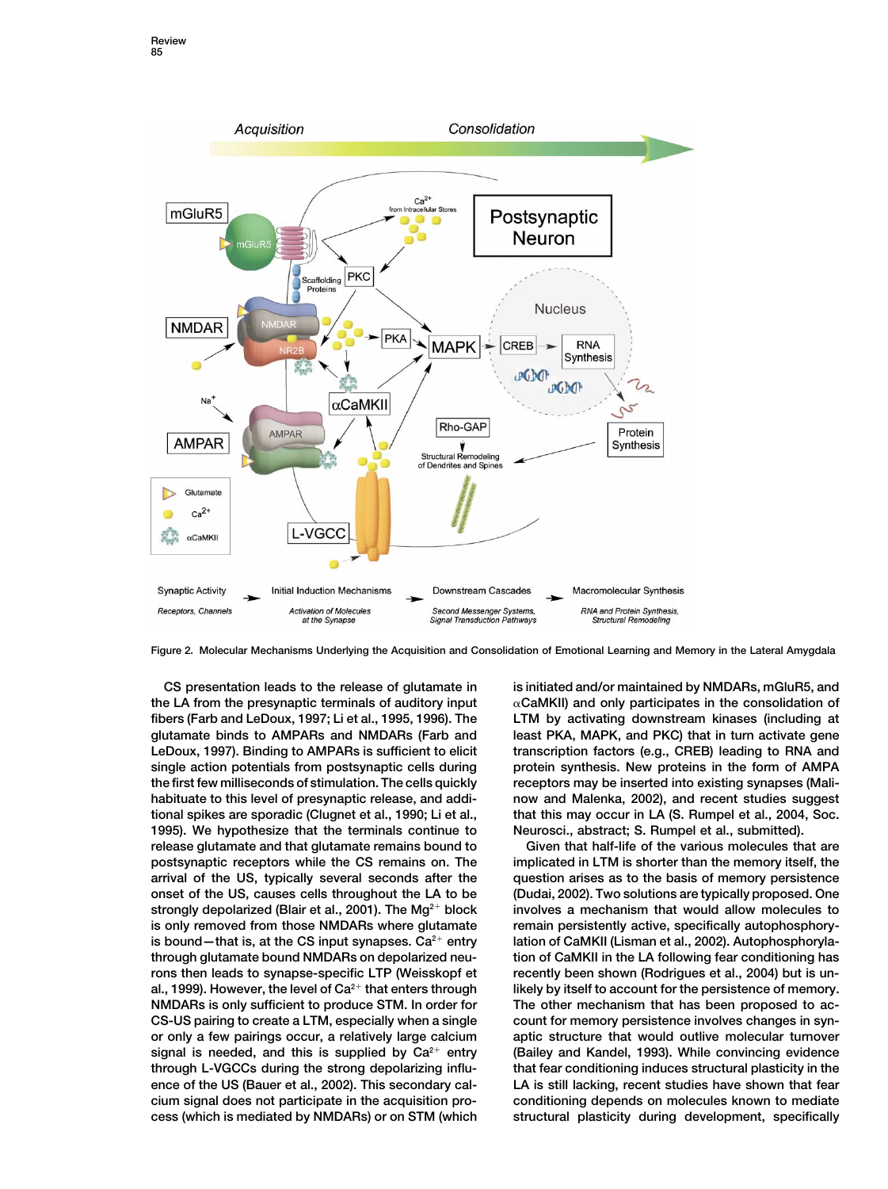Figure 2. Molecular Mechanisms Underlying the Acquisition and Consolidation of Emotional Learning and Memory in the Lateral Amygdala

CS presentation leads to the release of glutamate in the LA from the presynaptic terminals of auditory input fibers (Farb and LeDoux, 1997; Li et al., 1995, 1996). The glutamate binds to AMPARs and NMDARs (Farb and LeDoux, 1997). Binding to AMPARs is sufficient to elicit single action potentials from postsynaptic cells during the first few milliseconds of stimulation. The cells quickly habituate to this level of presynaptic release, and additional spikes are sporadic (Clugnet et al., 1990; Li et al., 1995). We hypothesize that the terminals continue to release glutamate and that glutamate remains bound to postsynaptic receptors while the CS remains on. The arrival of the US, typically several seconds after the onset of the US, causes cells throughout the LA to be strongly depolarized (Blair et al., 2001). The $Mg^{2+}$ block is only removed from those NMDARs where glutamate is bound—that is, at the CS input synapses. $Ca^{2+}$ entry through glutamate bound NMDARs on depolarized neurons then leads to synapse-specific LTP (Weisskopf et al., 1999). However, the level of $Ca^{2+}$ that enters through NMDARs is only sufficient to produce STM. In order for CS-US pairing to create a LTM, especially when a single or only a few pairings occur, a relatively large calcium signal is needed, and this is supplied by $Ca^{2+}$ entry through L-VGCCs during the strong depolarizing influence of the US (Bauer et al., 2002). This secondary calcium signal does not participate in the acquisition process (which is mediated by NMDARs) or on STM (which is initiated and/or maintained by NMDARs, mGluR5, and αCaMKII) and only participates in the consolidation of LTM by activating downstream kinases (including at least PKA, MAPK, and PKC) that in turn activate gene transcription factors (e.g., CREB) leading to RNA and protein synthesis. New proteins in the form of AMPA receptors may be inserted into existing synapses (Malinow and Malenka, 2002), and recent studies suggest that this may occur in LA (S. Rumpel et al., 2004, Soc. Neurosci., abstract; S. Rumpel et al., submitted).

Given that half-life of the various molecules that are implicated in LTM is shorter than the memory itself, the question arises as to the basis of memory persistence (Dudai, 2002). Two solutions are typically proposed. One involves a mechanism that would allow molecules to remain persistently active, specifically autophosphorylation of CaMKII (Lisman et al., 2002). Autophosphorylation of CaMKII in the LA following fear conditioning has recently been shown (Rodrigues et al., 2004) but is unlikely by itself to account for the persistence of memory. The other mechanism that has been proposed to account for memory persistence involves changes in synaptic structure that would outlive molecular turnover (Bailey and Kandel, 1993). While convincing evidence that fear conditioning induces structural plasticity in the LA is still lacking, recent studies have shown that fear conditioning depends on molecules known to mediate structural plasticity during development, specifically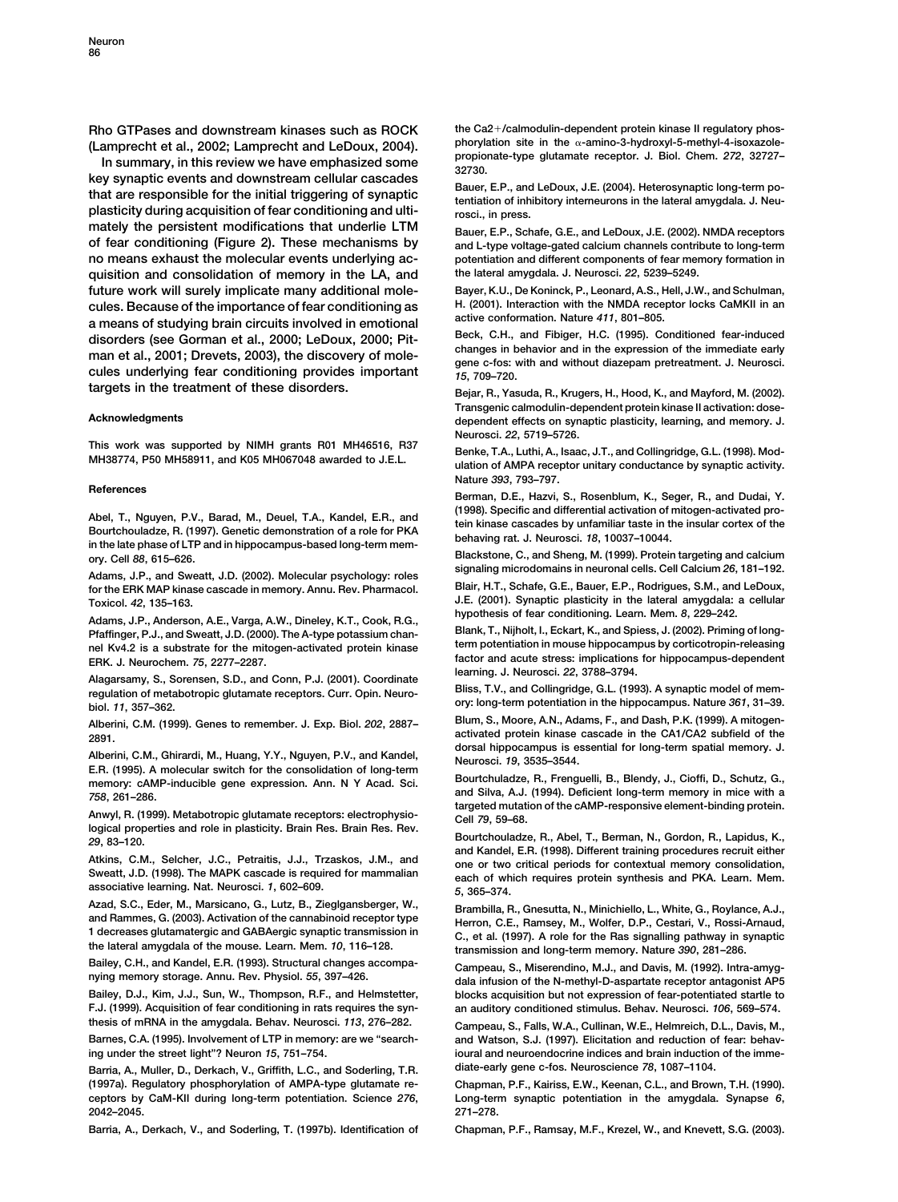Rho GTPases and downstream kinases such as ROCK (Lamprecht et al., 2002; Lamprecht and LeDoux, 2004).

In summary, in this review we have emphasized some key synaptic events and downstream cellular cascades that are responsible for the initial triggering of synaptic plasticity during acquisition of fear conditioning and ultimately the persistent modifications that underlie LTM of fear conditioning (Figure 2). These mechanisms by no means exhaust the molecular events underlying acquisition and consolidation of memory in the LA, and future work will surely implicate many additional molecules. Because of the importance of fear conditioning as a means of studying brain circuits involved in emotional disorders (see Gorman et al., 2000; LeDoux, 2000; Pitman et al., 2001; Drevets, 2003), the discovery of molecules underlying fear conditioning provides important targets in the treatment of these disorders.

## Acknowledgments

This work was supported by NIMH grants R01 MH46516, R37 MH38774, P50 MH58911, and K05 MH067048 awarded to J.E.L.

## References

Abel, T., Nguyen, P.V., Barad, M., Deuel, T.A., Kandel, E.R., and Bourtchouladze, R. (1997). Genetic demonstration of a role for PKA in the late phase of LTP and in hippocampus-based long-term memory. Cell *88*, 615–626.

Adams, J.P., and Sweatt, J.D. (2002). Molecular psychology: roles for the ERK MAP kinase cascade in memory. Annu. Rev. Pharmacol. Toxicol. *42*, 135–163.

Adams, J.P., Anderson, A.E., Varga, A.W., Dineley, K.T., Cook, R.G., Pfaffinger, P.J., and Sweatt, J.D. (2000). The A-type potassium channel Kv4.2 is a substrate for the mitogen-activated protein kinase ERK. J. Neurochem. *75*, 2277–2287.

Alagarsamy, S., Sorensen, S.D., and Conn, P.J. (2001). Coordinate regulation of metabotropic glutamate receptors. Curr. Opin. Neurobiol. *11*, 357–362.

Alberini, C.M. (1999). Genes to remember. J. Exp. Biol. *202*, 2887–2891.

Alberini, C.M., Ghirardi, M., Huang, Y.Y., Nguyen, P.V., and Kandel, E.R. (1995). A molecular switch for the consolidation of long-term memory: cAMP-inducible gene expression. Ann. N Y Acad. Sci. *758*, 261–286.

Anwyl, R. (1999). Metabotropic glutamate receptors: electrophysiological properties and role in plasticity. Brain Res. Brain Res. Rev. *29*, 83–120.

Atkins, C.M., Selcher, J.C., Petraitis, J.J., Trzaskos, J.M., and Sweatt, J.D. (1998). The MAPK cascade is required for mammalian associative learning. Nat. Neurosci. *1*, 602–609.

Azad, S.C., Eder, M., Marsicano, G., Lutz, B., Zieglgansberger, W., and Rammes, G. (2003). Activation of the cannabinoid receptor type 1 decreases glutamatergic and GABAergic synaptic transmission in the lateral amygdala of the mouse. Learn. Mem. *10*, 116–128.

Bailey, C.H., and Kandel, E.R. (1993). Structural changes accompanying memory storage. Annu. Rev. Physiol. *55*, 397–426.

Bailey, D.J., Kim, J.J., Sun, W., Thompson, R.F., and Helmstetter, F.J. (1999). Acquisition of fear conditioning in rats requires the synthesis of mRNA in the amygdala. Behav. Neurosci. *113*, 276–282.

Barnes, C.A. (1995). Involvement of LTP in memory: are we "searching under the street light"? Neuron *15*, 751–754.

Barria, A., Muller, D., Derkach, V., Griffith, L.C., and Soderling, T.R. (1997a). Regulatory phosphorylation of AMPA-type glutamate receptors by CaM-KII during long-term potentiation. Science *276*, 2042–2045.

Barria, A., Derkach, V., and Soderling, T. (1997b). Identification of the Ca2+/calmodulin-dependent protein kinase II regulatory phosphorylation site in the α-amino-3-hydroxyl-5-methyl-4-isoxazole-propionate-type glutamate receptor. J. Biol. Chem. *272*, 32727–32730.

Bauer, E.P., and LeDoux, J.E. (2004). Heterosynaptic long-term potentiation of inhibitory interneurons in the lateral amygdala. J. Neurosci., in press.

Bauer, E.P., Schafe, G.E., and LeDoux, J.E. (2002). NMDA receptors and L-type voltage-gated calcium channels contribute to long-term potentiation and different components of fear memory formation in the lateral amygdala. J. Neurosci. *22*, 5239–5249.

Bayer, K.U., De Koninck, P., Leonard, A.S., Hell, J.W., and Schulman, H. (2001). Interaction with the NMDA receptor locks CaMKII in an active conformation. Nature *411*, 801–805.

Beck, C.H., and Fibiger, H.C. (1995). Conditioned fear-induced changes in behavior and in the expression of the immediate early gene c-fos: with and without diazepam pretreatment. J. Neurosci. *15*, 709–720.

Bejar, R., Yasuda, R., Krugers, H., Hood, K., and Mayford, M. (2002). Transgenic calmodulin-dependent protein kinase II activation: dose-dependent effects on synaptic plasticity, learning, and memory. J. Neurosci. *22*, 5719–5726.

Benke, T.A., Luthi, A., Isaac, J.T., and Collingridge, G.L. (1998). Modulation of AMPA receptor unitary conductance by synaptic activity. Nature *393*, 793–797.

Berman, D.E., Hazvi, S., Rosenblum, K., Seger, R., and Dudai, Y. (1998). Specific and differential activation of mitogen-activated protein kinase cascades by unfamiliar taste in the insular cortex of the behaving rat. J. Neurosci. *18*, 10037–10044.

Blackstone, C., and Sheng, M. (1999). Protein targeting and calcium signaling microdomains in neuronal cells. Cell Calcium *26*, 181–192.

Blair, H.T., Schafe, G.E., Bauer, E.P., Rodrigues, S.M., and LeDoux, J.E. (2001). Synaptic plasticity in the lateral amygdala: a cellular hypothesis of fear conditioning. Learn. Mem. *8*, 229–242.

Blank, T., Nijholt, I., Eckart, K., and Spiess, J. (2002). Priming of long-term potentiation in mouse hippocampus by corticotropin-releasing factor and acute stress: implications for hippocampus-dependent learning. J. Neurosci. *22*, 3788–3794.

Bliss, T.V., and Collingridge, G.L. (1993). A synaptic model of memory: long-term potentiation in the hippocampus. Nature *361*, 31–39.

Blum, S., Moore, A.N., Adams, F., and Dash, P.K. (1999). A mitogen-activated protein kinase cascade in the CA1/CA2 subfield of the dorsal hippocampus is essential for long-term spatial memory. J. Neurosci. *19*, 3535–3544.

Bourtchuladze, R., Frenguelli, B., Blendy, J., Cioffi, D., Schutz, G., and Silva, A.J. (1994). Deficient long-term memory in mice with a targeted mutation of the cAMP-responsive element-binding protein. Cell *79*, 59–68.

Bourtchouladze, R., Abel, T., Berman, N., Gordon, R., Lapidus, K., and Kandel, E.R. (1998). Different training procedures recruit either one or two critical periods for contextual memory consolidation, each of which requires protein synthesis and PKA. Learn. Mem. *5*, 365–374.

Brambilla, R., Gnesutta, N., Minichiello, L., White, G., Roylance, A.J., Herron, C.E., Ramsey, M., Wolfer, D.P., Cestari, V., Rossi-Arnaud, C., et al. (1997). A role for the Ras signalling pathway in synaptic transmission and long-term memory. Nature *390*, 281–286.

Campeau, S., Miserendino, M.J., and Davis, M. (1992). Intra-amygdala infusion of the N-methyl-D-aspartate receptor antagonist AP5 blocks acquisition but not expression of fear-potentiated startle to an auditory conditioned stimulus. Behav. Neurosci. *106*, 569–574.

Campeau, S., Falls, W.A., Cullinan, W.E., Helmreich, D.L., Davis, M., and Watson, S.J. (1997). Elicitation and reduction of fear: behavioural and neuroendocrine indices and brain induction of the immediate-early gene c-fos. Neuroscience *78*, 1087–1104.

Chapman, P.F., Kairiss, E.W., Keenan, C.L., and Brown, T.H. (1990). Long-term synaptic potentiation in the amygdala. Synapse *6*, 271–278.

Chapman, P.F., Ramsay, M.F., Krezel, W., and Knevett, S.G. (2003).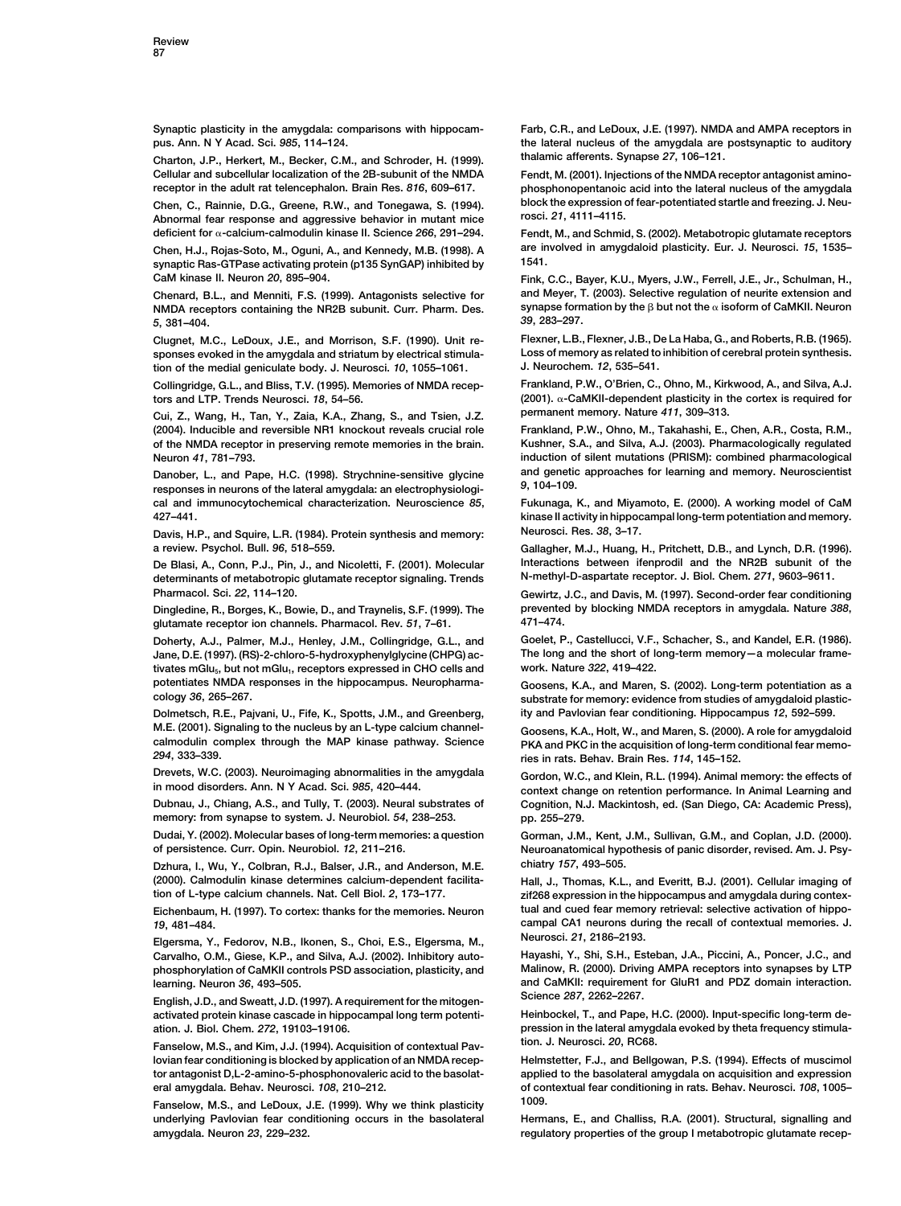Synaptic plasticity in the amygdala: comparisons with hippocampus. Ann. N Y Acad. Sci. *985*, 114–124.

Charton, J.P., Herkert, M., Becker, C.M., and Schroder, H. (1999). Cellular and subcellular localization of the 2B-subunit of the NMDA receptor in the adult rat telencephalon. Brain Res. *816*, 609–617.

Chen, C., Rainnie, D.G., Greene, R.W., and Tonegawa, S. (1994). Abnormal fear response and aggressive behavior in mutant mice deficient for α-calcium-calmodulin kinase II. Science *266*, 291–294.

Chen, H.J., Rojas-Soto, M., Oguni, A., and Kennedy, M.B. (1998). A synaptic Ras-GTPase activating protein (p135 SynGAP) inhibited by CaM kinase II. Neuron *20*, 895–904.

Chenard, B.L., and Menniti, F.S. (1999). Antagonists selective for NMDA receptors containing the NR2B subunit. Curr. Pharm. Des. *5*, 381–404.

Clugnet, M.C., LeDoux, J.E., and Morrison, S.F. (1990). Unit responses evoked in the amygdala and striatum by electrical stimulation of the medial geniculate body. J. Neurosci. *10*, 1055–1061.

Collingridge, G.L., and Bliss, T.V. (1995). Memories of NMDA receptors and LTP. Trends Neurosci. *18*, 54–56.

Cui, Z., Wang, H., Tan, Y., Zaia, K.A., Zhang, S., and Tsien, J.Z. (2004). Inducible and reversible NR1 knockout reveals crucial role of the NMDA receptor in preserving remote memories in the brain. Neuron *41*, 781–793.

Danober, L., and Pape, H.C. (1998). Strychnine-sensitive glycine responses in neurons of the lateral amygdala: an electrophysiological and immunocytochemical characterization. Neuroscience *85*, 427–441.

Davis, H.P., and Squire, L.R. (1984). Protein synthesis and memory: a review. Psychol. Bull. *96*, 518–559.

De Blasi, A., Conn, P.J., Pin, J., and Nicoletti, F. (2001). Molecular determinants of metabotropic glutamate receptor signaling. Trends Pharmacol. Sci. *22*, 114–120.

Dingledine, R., Borges, K., Bowie, D., and Traynelis, S.F. (1999). The glutamate receptor ion channels. Pharmacol. Rev. *51*, 7–61.

Doherty, A.J., Palmer, M.J., Henley, J.M., Collingridge, G.L., and Jane, D.E. (1997). (RS)-2-chloro-5-hydroxyphenylglycine (CHPG) activates mGlu$_5$, but not mGlu$_1$, receptors expressed in CHO cells and potentiates NMDA responses in the hippocampus. Neuropharmacology *36*, 265–267.

Dolmetsch, R.E., Pajvani, U., Fife, K., Spotts, J.M., and Greenberg, M.E. (2001). Signaling to the nucleus by an L-type calcium channel-calmodulin complex through the MAP kinase pathway. Science *294*, 333–339.

Drevets, W.C. (2003). Neuroimaging abnormalities in the amygdala in mood disorders. Ann. N Y Acad. Sci. *985*, 420–444.

Dubnau, J., Chiang, A.S., and Tully, T. (2003). Neural substrates of memory: from synapse to system. J. Neurobiol. *54*, 238–253.

Dudai, Y. (2002). Molecular bases of long-term memories: a question of persistence. Curr. Opin. Neurobiol. *12*, 211–216.

Dzhura, I., Wu, Y., Colbran, R.J., Balser, J.R., and Anderson, M.E. (2000). Calmodulin kinase determines calcium-dependent facilitation of L-type calcium channels. Nat. Cell Biol. *2*, 173–177.

Eichenbaum, H. (1997). To cortex: thanks for the memories. Neuron *19*, 481–484.

Elgersma, Y., Fedorov, N.B., Ikonen, S., Choi, E.S., Elgersma, M., Carvalho, O.M., Giese, K.P., and Silva, A.J. (2002). Inhibitory autophosphorylation of CaMKII controls PSD association, plasticity, and learning. Neuron *36*, 493–505.

English, J.D., and Sweatt, J.D. (1997). A requirement for the mitogen-activated protein kinase cascade in hippocampal long term potentiation. J. Biol. Chem. *272*, 19103–19106.

Fanselow, M.S., and Kim, J.J. (1994). Acquisition of contextual Pavlovian fear conditioning is blocked by application of an NMDA receptor antagonist D,L-2-amino-5-phosphonovaleric acid to the basolateral amygdala. Behav. Neurosci. *108*, 210–212.

Fanselow, M.S., and LeDoux, J.E. (1999). Why we think plasticity underlying Pavlovian fear conditioning occurs in the basolateral amygdala. Neuron *23*, 229–232.

Farb, C.R., and LeDoux, J.E. (1997). NMDA and AMPA receptors in the lateral nucleus of the amygdala are postsynaptic to auditory thalamic afferents. Synapse *27*, 106–121.

Fendt, M. (2001). Injections of the NMDA receptor antagonist aminophosphonopentanoic acid into the lateral nucleus of the amygdala block the expression of fear-potentiated startle and freezing. J. Neurosci. *21*, 4111–4115.

Fendt, M., and Schmid, S. (2002). Metabotropic glutamate receptors are involved in amygdaloid plasticity. Eur. J. Neurosci. *15*, 1535–1541.

Fink, C.C., Bayer, K.U., Myers, J.W., Ferrell, J.E., Jr., Schulman, H., and Meyer, T. (2003). Selective regulation of neurite extension and synapse formation by the β but not the α isoform of CaMKII. Neuron *39*, 283–297.

Flexner, L.B., Flexner, J.B., De La Haba, G., and Roberts, R.B. (1965). Loss of memory as related to inhibition of cerebral protein synthesis. J. Neurochem. *12*, 535–541.

Frankland, P.W., O'Brien, C., Ohno, M., Kirkwood, A., and Silva, A.J. (2001). α-CaMKII-dependent plasticity in the cortex is required for permanent memory. Nature *411*, 309–313.

Frankland, P.W., Ohno, M., Takahashi, E., Chen, A.R., Costa, R.M., Kushner, S.A., and Silva, A.J. (2003). Pharmacologically regulated induction of silent mutations (PRISM): combined pharmacological and genetic approaches for learning and memory. Neuroscientist *9*, 104–109.

Fukunaga, K., and Miyamoto, E. (2000). A working model of CaM kinase II activity in hippocampal long-term potentiation and memory. Neurosci. Res. *38*, 3–17.

Gallagher, M.J., Huang, H., Pritchett, D.B., and Lynch, D.R. (1996). Interactions between ifenprodil and the NR2B subunit of the N-methyl-D-aspartate receptor. J. Biol. Chem. *271*, 9603–9611.

Gewirtz, J.C., and Davis, M. (1997). Second-order fear conditioning prevented by blocking NMDA receptors in amygdala. Nature *388*, 471–474.

Goelet, P., Castellucci, V.F., Schacher, S., and Kandel, E.R. (1986). The long and the short of long-term memory—a molecular framework. Nature *322*, 419–422.

Goosens, K.A., and Maren, S. (2002). Long-term potentiation as a substrate for memory: evidence from studies of amygdaloid plasticity and Pavlovian fear conditioning. Hippocampus *12*, 592–599.

Goosens, K.A., Holt, W., and Maren, S. (2000). A role for amygdaloid PKA and PKC in the acquisition of long-term conditional fear memories in rats. Behav. Brain Res. *114*, 145–152.

Gordon, W.C., and Klein, R.L. (1994). Animal memory: the effects of context change on retention performance. In Animal Learning and Cognition, N.J. Mackintosh, ed. (San Diego, CA: Academic Press), pp. 255–279.

Gorman, J.M., Kent, J.M., Sullivan, G.M., and Coplan, J.D. (2000). Neuroanatomical hypothesis of panic disorder, revised. Am. J. Psychiatry *157*, 493–505.

Hall, J., Thomas, K.L., and Everitt, B.J. (2001). Cellular imaging of zif268 expression in the hippocampus and amygdala during contextual and cued fear memory retrieval: selective activation of hippocampal CA1 neurons during the recall of contextual memories. J. Neurosci. *21*, 2186–2193.

Hayashi, Y., Shi, S.H., Esteban, J.A., Piccini, A., Poncer, J.C., and Malinow, R. (2000). Driving AMPA receptors into synapses by LTP and CaMKII: requirement for GluR1 and PDZ domain interaction. Science *287*, 2262–2267.

Heinbockel, T., and Pape, H.C. (2000). Input-specific long-term depression in the lateral amygdala evoked by theta frequency stimulation. J. Neurosci. *20*, RC68.

Helmstetter, F.J., and Bellgowan, P.S. (1994). Effects of muscimol applied to the basolateral amygdala on acquisition and expression of contextual fear conditioning in rats. Behav. Neurosci. *108*, 1005–1009.

Hermans, E., and Challiss, R.A. (2001). Structural, signalling and regulatory properties of the group I metabotropic glutamate recep-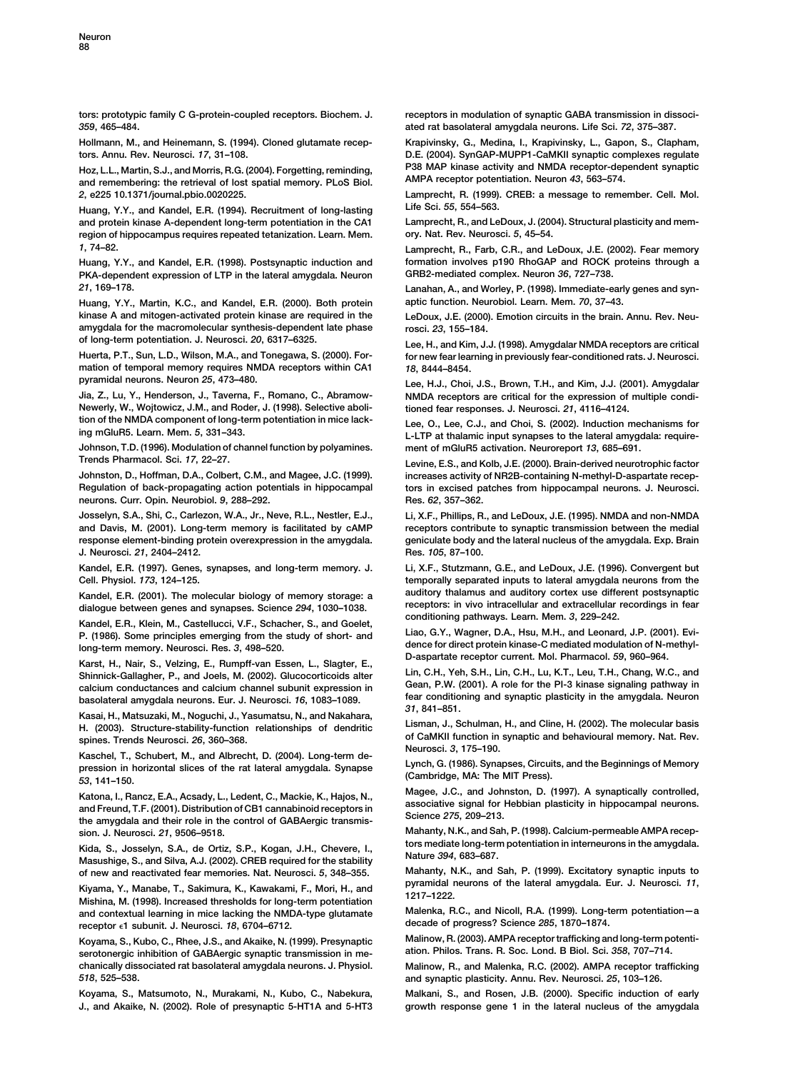tors: prototypic family C G-protein-coupled receptors. Biochem. J. *359*, 465–484.

Hollmann, M., and Heinemann, S. (1994). Cloned glutamate receptors. Annu. Rev. Neurosci. *17*, 31–108.

Hoz, L.L., Martin, S.J., and Morris, R.G. (2004). Forgetting, reminding, and remembering: the retrieval of lost spatial memory. PLoS Biol. *2*, e225 10.1371/journal.pbio.0020225.

Huang, Y.Y., and Kandel, E.R. (1994). Recruitment of long-lasting and protein kinase A-dependent long-term potentiation in the CA1 region of hippocampus requires repeated tetanization. Learn. Mem. *1*, 74–82.

Huang, Y.Y., and Kandel, E.R. (1998). Postsynaptic induction and PKA-dependent expression of LTP in the lateral amygdala. Neuron *21*, 169–178.

Huang, Y.Y., Martin, K.C., and Kandel, E.R. (2000). Both protein kinase A and mitogen-activated protein kinase are required in the amygdala for the macromolecular synthesis-dependent late phase of long-term potentiation. J. Neurosci. *20*, 6317–6325.

Huerta, P.T., Sun, L.D., Wilson, M.A., and Tonegawa, S. (2000). Formation of temporal memory requires NMDA receptors within CA1 pyramidal neurons. Neuron *25*, 473–480.

Jia, Z., Lu, Y., Henderson, J., Taverna, F., Romano, C., Abramow-Newerly, W., Wojtowicz, J.M., and Roder, J. (1998). Selective abolition of the NMDA component of long-term potentiation in mice lacking mGluR5. Learn. Mem. *5*, 331–343.

Johnson, T.D. (1996). Modulation of channel function by polyamines. Trends Pharmacol. Sci. *17*, 22–27.

Johnston, D., Hoffman, D.A., Colbert, C.M., and Magee, J.C. (1999). Regulation of back-propagating action potentials in hippocampal neurons. Curr. Opin. Neurobiol. *9*, 288–292.

Josselyn, S.A., Shi, C., Carlezon, W.A., Jr., Neve, R.L., Nestler, E.J., and Davis, M. (2001). Long-term memory is facilitated by cAMP response element-binding protein overexpression in the amygdala. J. Neurosci. *21*, 2404–2412.

Kandel, E.R. (1997). Genes, synapses, and long-term memory. J. Cell. Physiol. *173*, 124–125.

Kandel, E.R. (2001). The molecular biology of memory storage: a dialogue between genes and synapses. Science *294*, 1030–1038.

Kandel, E.R., Klein, M., Castellucci, V.F., Schacher, S., and Goelet, P. (1986). Some principles emerging from the study of short- and long-term memory. Neurosci. Res. *3*, 498–520.

Karst, H., Nair, S., Velzing, E., Rumpff-van Essen, L., Slagter, E., Shinnick-Gallagher, P., and Joels, M. (2002). Glucocorticoids alter calcium conductances and calcium channel subunit expression in basolateral amygdala neurons. Eur. J. Neurosci. *16*, 1083–1089.

Kasai, H., Matsuzaki, M., Noguchi, J., Yasumatsu, N., and Nakahara, H. (2003). Structure-stability-function relationships of dendritic spines. Trends Neurosci. *26*, 360–368.

Kaschel, T., Schubert, M., and Albrecht, D. (2004). Long-term depression in horizontal slices of the rat lateral amygdala. Synapse *53*, 141–150.

Katona, I., Rancz, E.A., Acsady, L., Ledent, C., Mackie, K., Hajos, N., and Freund, T.F. (2001). Distribution of CB1 cannabinoid receptors in the amygdala and their role in the control of GABAergic transmission. J. Neurosci. *21*, 9506–9518.

Kida, S., Josselyn, S.A., de Ortiz, S.P., Kogan, J.H., Chevere, I., Masushige, S., and Silva, A.J. (2002). CREB required for the stability of new and reactivated fear memories. Nat. Neurosci. *5*, 348–355.

Kiyama, Y., Manabe, T., Sakimura, K., Kawakami, F., Mori, H., and Mishina, M. (1998). Increased thresholds for long-term potentiation and contextual learning in mice lacking the NMDA-type glutamate receptor ε1 subunit. J. Neurosci. *18*, 6704–6712.

Koyama, S., Kubo, C., Rhee, J.S., and Akaike, N. (1999). Presynaptic serotonergic inhibition of GABAergic synaptic transmission in mechanically dissociated rat basolateral amygdala neurons. J. Physiol. *518*, 525–538.

Koyama, S., Matsumoto, N., Murakami, N., Kubo, C., Nabekura, J., and Akaike, N. (2002). Role of presynaptic 5-HT1A and 5-HT3 receptors in modulation of synaptic GABA transmission in dissociated rat basolateral amygdala neurons. Life Sci. *72*, 375–387.

Krapivinsky, G., Medina, I., Krapivinsky, L., Gapon, S., Clapham, D.E. (2004). SynGAP-MUPP1-CaMKII synaptic complexes regulate P38 MAP kinase activity and NMDA receptor-dependent synaptic AMPA receptor potentiation. Neuron *43*, 563–574.

Lamprecht, R. (1999). CREB: a message to remember. Cell. Mol. Life Sci. *55*, 554–563.

Lamprecht, R., and LeDoux, J. (2004). Structural plasticity and memory. Nat. Rev. Neurosci. *5*, 45–54.

Lamprecht, R., Farb, C.R., and LeDoux, J.E. (2002). Fear memory formation involves p190 RhoGAP and ROCK proteins through a GRB2-mediated complex. Neuron *36*, 727–738.

Lanahan, A., and Worley, P. (1998). Immediate-early genes and synaptic function. Neurobiol. Learn. Mem. *70*, 37–43.

LeDoux, J.E. (2000). Emotion circuits in the brain. Annu. Rev. Neurosci. *23*, 155–184.

Lee, H., and Kim, J.J. (1998). Amygdalar NMDA receptors are critical for new fear learning in previously fear-conditioned rats. J. Neurosci. *18*, 8444–8454.

Lee, H.J., Choi, J.S., Brown, T.H., and Kim, J.J. (2001). Amygdalar NMDA receptors are critical for the expression of multiple conditioned fear responses. J. Neurosci. *21*, 4116–4124.

Lee, O., Lee, C.J., and Choi, S. (2002). Induction mechanisms for L-LTP at thalamic input synapses to the lateral amygdala: requirement of mGluR5 activation. Neuroreport *13*, 685–691.

Levine, E.S., and Kolb, J.E. (2000). Brain-derived neurotrophic factor increases activity of NR2B-containing N-methyl-D-aspartate receptors in excised patches from hippocampal neurons. J. Neurosci. Res. *62*, 357–362.

Li, X.F., Phillips, R., and LeDoux, J.E. (1995). NMDA and non-NMDA receptors contribute to synaptic transmission between the medial geniculate body and the lateral nucleus of the amygdala. Exp. Brain Res. *105*, 87–100.

Li, X.F., Stutzmann, G.E., and LeDoux, J.E. (1996). Convergent but temporally separated inputs to lateral amygdala neurons from the auditory thalamus and auditory cortex use different postsynaptic receptors: in vivo intracellular and extracellular recordings in fear conditioning pathways. Learn. Mem. *3*, 229–242.

Liao, G.Y., Wagner, D.A., Hsu, M.H., and Leonard, J.P. (2001). Evidence for direct protein kinase-C mediated modulation of N-methyl-D-aspartate receptor current. Mol. Pharmacol. *59*, 960–964.

Lin, C.H., Yeh, S.H., Lin, C.H., Lu, K.T., Leu, T.H., Chang, W.C., and Gean, P.W. (2001). A role for the PI-3 kinase signaling pathway in fear conditioning and synaptic plasticity in the amygdala. Neuron *31*, 841–851.

Lisman, J., Schulman, H., and Cline, H. (2002). The molecular basis of CaMKII function in synaptic and behavioural memory. Nat. Rev. Neurosci. *3*, 175–190.

Lynch, G. (1986). Synapses, Circuits, and the Beginnings of Memory (Cambridge, MA: The MIT Press).

Magee, J.C., and Johnston, D. (1997). A synaptically controlled, associative signal for Hebbian plasticity in hippocampal neurons. Science *275*, 209–213.

Mahanty, N.K., and Sah, P. (1998). Calcium-permeable AMPA receptors mediate long-term potentiation in interneurons in the amygdala. Nature *394*, 683–687.

Mahanty, N.K., and Sah, P. (1999). Excitatory synaptic inputs to pyramidal neurons of the lateral amygdala. Eur. J. Neurosci. *11*, 1217–1222.

Malenka, R.C., and Nicoll, R.A. (1999). Long-term potentiation—a decade of progress? Science *285*, 1870–1874.

Malinow, R. (2003). AMPA receptor trafficking and long-term potentiation. Philos. Trans. R. Soc. Lond. B Biol. Sci. *358*, 707–714.

Malinow, R., and Malenka, R.C. (2002). AMPA receptor trafficking and synaptic plasticity. Annu. Rev. Neurosci. *25*, 103–126.

Malkani, S., and Rosen, J.B. (2000). Specific induction of early growth response gene 1 in the lateral nucleus of the amygdala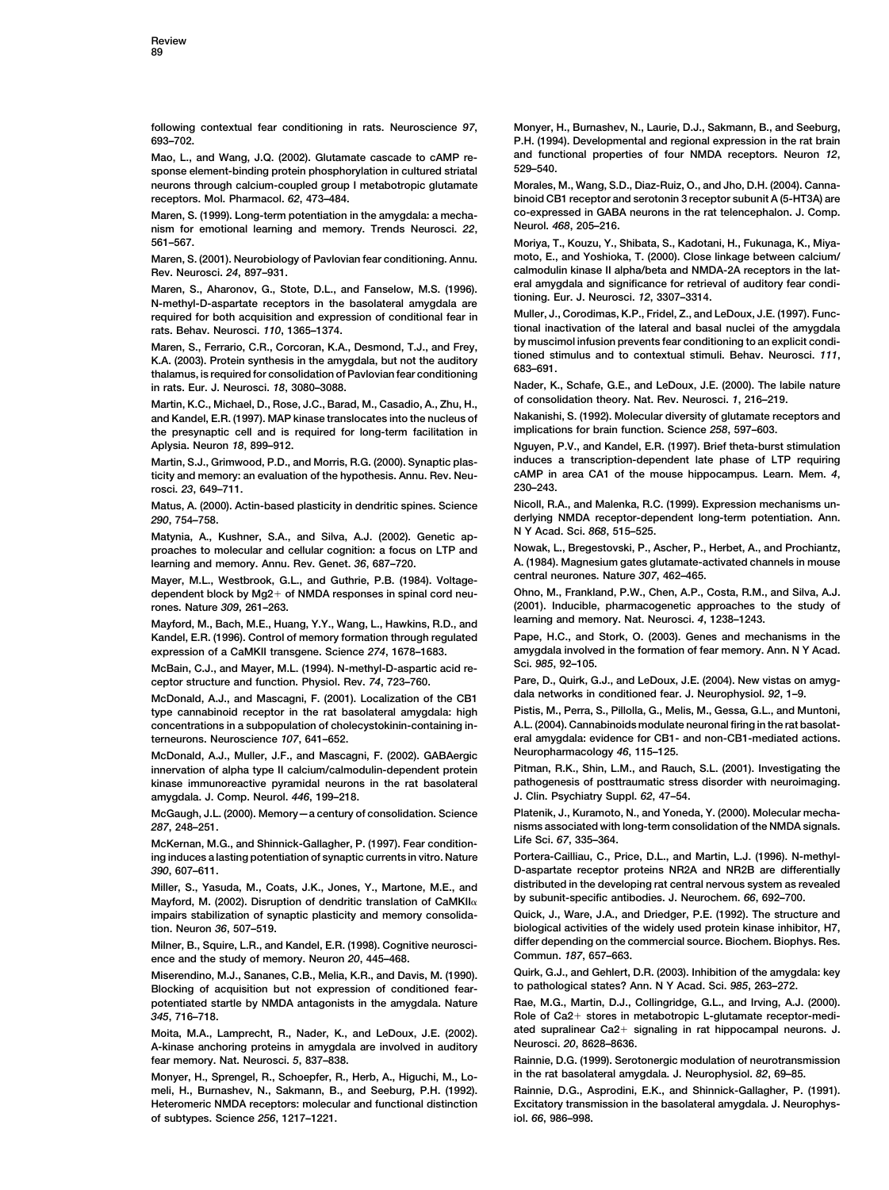following contextual fear conditioning in rats. Neuroscience *97*, 693–702.

Mao, L., and Wang, J.Q. (2002). Glutamate cascade to cAMP response element-binding protein phosphorylation in cultured striatal neurons through calcium-coupled group I metabotropic glutamate receptors. Mol. Pharmacol. *62*, 473–484.

Maren, S. (1999). Long-term potentiation in the amygdala: a mechanism for emotional learning and memory. Trends Neurosci. *22*, 561–567.

Maren, S. (2001). Neurobiology of Pavlovian fear conditioning. Annu. Rev. Neurosci. *24*, 897–931.

Maren, S., Aharonov, G., Stote, D.L., and Fanselow, M.S. (1996). N-methyl-D-aspartate receptors in the basolateral amygdala are required for both acquisition and expression of conditional fear in rats. Behav. Neurosci. *110*, 1365–1374.

Maren, S., Ferrario, C.R., Corcoran, K.A., Desmond, T.J., and Frey, K.A. (2003). Protein synthesis in the amygdala, but not the auditory thalamus, is required for consolidation of Pavlovian fear conditioning in rats. Eur. J. Neurosci. *18*, 3080–3088.

Martin, K.C., Michael, D., Rose, J.C., Barad, M., Casadio, A., Zhu, H., and Kandel, E.R. (1997). MAP kinase translocates into the nucleus of the presynaptic cell and is required for long-term facilitation in Aplysia. Neuron *18*, 899–912.

Martin, S.J., Grimwood, P.D., and Morris, R.G. (2000). Synaptic plasticity and memory: an evaluation of the hypothesis. Annu. Rev. Neurosci. *23*, 649–711.

Matus, A. (2000). Actin-based plasticity in dendritic spines. Science *290*, 754–758.

Matynia, A., Kushner, S.A., and Silva, A.J. (2002). Genetic approaches to molecular and cellular cognition: a focus on LTP and learning and memory. Annu. Rev. Genet. *36*, 687–720.

Mayer, M.L., Westbrook, G.L., and Guthrie, P.B. (1984). Voltage-dependent block by Mg2+ of NMDA responses in spinal cord neurones. Nature *309*, 261–263.

Mayford, M., Bach, M.E., Huang, Y.Y., Wang, L., Hawkins, R.D., and Kandel, E.R. (1996). Control of memory formation through regulated expression of a CaMKII transgene. Science *274*, 1678–1683.

McBain, C.J., and Mayer, M.L. (1994). N-methyl-D-aspartic acid receptor structure and function. Physiol. Rev. *74*, 723–760.

McDonald, A.J., and Mascagni, F. (2001). Localization of the CB1 type cannabinoid receptor in the rat basolateral amygdala: high concentrations in a subpopulation of cholecystokinin-containing interneurons. Neuroscience *107*, 641–652.

McDonald, A.J., Muller, J.F., and Mascagni, F. (2002). GABAergic innervation of alpha type II calcium/calmodulin-dependent protein kinase immunoreactive pyramidal neurons in the rat basolateral amygdala. J. Comp. Neurol. *446*, 199–218.

McGaugh, J.L. (2000). Memory—a century of consolidation. Science *287*, 248–251.

McKernan, M.G., and Shinnick-Gallagher, P. (1997). Fear conditioning induces a lasting potentiation of synaptic currents in vitro. Nature *390*, 607–611.

Miller, S., Yasuda, M., Coats, J.K., Jones, Y., Martone, M.E., and Mayford, M. (2002). Disruption of dendritic translation of CaMKIIα impairs stabilization of synaptic plasticity and memory consolidation. Neuron *36*, 507–519.

Milner, B., Squire, L.R., and Kandel, E.R. (1998). Cognitive neuroscience and the study of memory. Neuron *20*, 445–468.

Miserendino, M.J., Sananes, C.B., Melia, K.R., and Davis, M. (1990). Blocking of acquisition but not expression of conditioned fear-potentiated startle by NMDA antagonists in the amygdala. Nature *345*, 716–718.

Moita, M.A., Lamprecht, R., Nader, K., and LeDoux, J.E. (2002). A-kinase anchoring proteins in amygdala are involved in auditory fear memory. Nat. Neurosci. *5*, 837–838.

Monyer, H., Sprengel, R., Schoepfer, R., Herb, A., Higuchi, M., Lomeli, H., Burnashev, N., Sakmann, B., and Seeburg, P.H. (1992). Heteromeric NMDA receptors: molecular and functional distinction of subtypes. Science *256*, 1217–1221.

Monyer, H., Burnashev, N., Laurie, D.J., Sakmann, B., and Seeburg, P.H. (1994). Developmental and regional expression in the rat brain and functional properties of four NMDA receptors. Neuron *12*, 529–540.

Morales, M., Wang, S.D., Diaz-Ruiz, O., and Jho, D.H. (2004). Cannabinoid CB1 receptor and serotonin 3 receptor subunit A (5-HT3A) are co-expressed in GABA neurons in the rat telencephalon. J. Comp. Neurol. *468*, 205–216.

Moriya, T., Kouzu, Y., Shibata, S., Kadotani, H., Fukunaga, K., Miyamoto, E., and Yoshioka, T. (2000). Close linkage between calcium/calmodulin kinase II alpha/beta and NMDA-2A receptors in the lateral amygdala and significance for retrieval of auditory fear conditioning. Eur. J. Neurosci. *12*, 3307–3314.

Muller, J., Corodimas, K.P., Fridel, Z., and LeDoux, J.E. (1997). Functional inactivation of the lateral and basal nuclei of the amygdala by muscimol infusion prevents fear conditioning to an explicit conditioned stimulus and to contextual stimuli. Behav. Neurosci. *111*, 683–691.

Nader, K., Schafe, G.E., and LeDoux, J.E. (2000). The labile nature of consolidation theory. Nat. Rev. Neurosci. *1*, 216–219.

Nakanishi, S. (1992). Molecular diversity of glutamate receptors and implications for brain function. Science *258*, 597–603.

Nguyen, P.V., and Kandel, E.R. (1997). Brief theta-burst stimulation induces a transcription-dependent late phase of LTP requiring cAMP in area CA1 of the mouse hippocampus. Learn. Mem. *4*, 230–243.

Nicoll, R.A., and Malenka, R.C. (1999). Expression mechanisms underlying NMDA receptor-dependent long-term potentiation. Ann. N Y Acad. Sci. *868*, 515–525.

Nowak, L., Bregestovski, P., Ascher, P., Herbet, A., and Prochiantz, A. (1984). Magnesium gates glutamate-activated channels in mouse central neurones. Nature *307*, 462–465.

Ohno, M., Frankland, P.W., Chen, A.P., Costa, R.M., and Silva, A.J. (2001). Inducible, pharmacogenetic approaches to the study of learning and memory. Nat. Neurosci. *4*, 1238–1243.

Pape, H.C., and Stork, O. (2003). Genes and mechanisms in the amygdala involved in the formation of fear memory. Ann. N Y Acad. Sci. *985*, 92–105.

Pare, D., Quirk, G.J., and LeDoux, J.E. (2004). New vistas on amygdala networks in conditioned fear. J. Neurophysiol. *92*, 1–9.

Pistis, M., Perra, S., Pillolla, G., Melis, M., Gessa, G.L., and Muntoni, A.L. (2004). Cannabinoids modulate neuronal firing in the rat basolateral amygdala: evidence for CB1- and non-CB1-mediated actions. Neuropharmacology *46*, 115–125.

Pitman, R.K., Shin, L.M., and Rauch, S.L. (2001). Investigating the pathogenesis of posttraumatic stress disorder with neuroimaging. J. Clin. Psychiatry Suppl. *62*, 47–54.

Platenik, J., Kuramoto, N., and Yoneda, Y. (2000). Molecular mechanisms associated with long-term consolidation of the NMDA signals. Life Sci. *67*, 335–364.

Portera-Cailliau, C., Price, D.L., and Martin, L.J. (1996). N-methyl-D-aspartate receptor proteins NR2A and NR2B are differentially distributed in the developing rat central nervous system as revealed by subunit-specific antibodies. J. Neurochem. *66*, 692–700.

Quick, J., Ware, J.A., and Driedger, P.E. (1992). The structure and biological activities of the widely used protein kinase inhibitor, H7, differ depending on the commercial source. Biochem. Biophys. Res. Commun. *187*, 657–663.

Quirk, G.J., and Gehlert, D.R. (2003). Inhibition of the amygdala: key to pathological states? Ann. N Y Acad. Sci. *985*, 263–272.

Rae, M.G., Martin, D.J., Collingridge, G.L., and Irving, A.J. (2000). Role of Ca2+ stores in metabotropic L-glutamate receptor-mediated supralinear Ca2+ signaling in rat hippocampal neurons. J. Neurosci. *20*, 8628–8636.

Rainnie, D.G. (1999). Serotonergic modulation of neurotransmission in the rat basolateral amygdala. J. Neurophysiol. *82*, 69–85.

Rainnie, D.G., Asprodini, E.K., and Shinnick-Gallagher, P. (1991). Excitatory transmission in the basolateral amygdala. J. Neurophysiol. *66*, 986–998.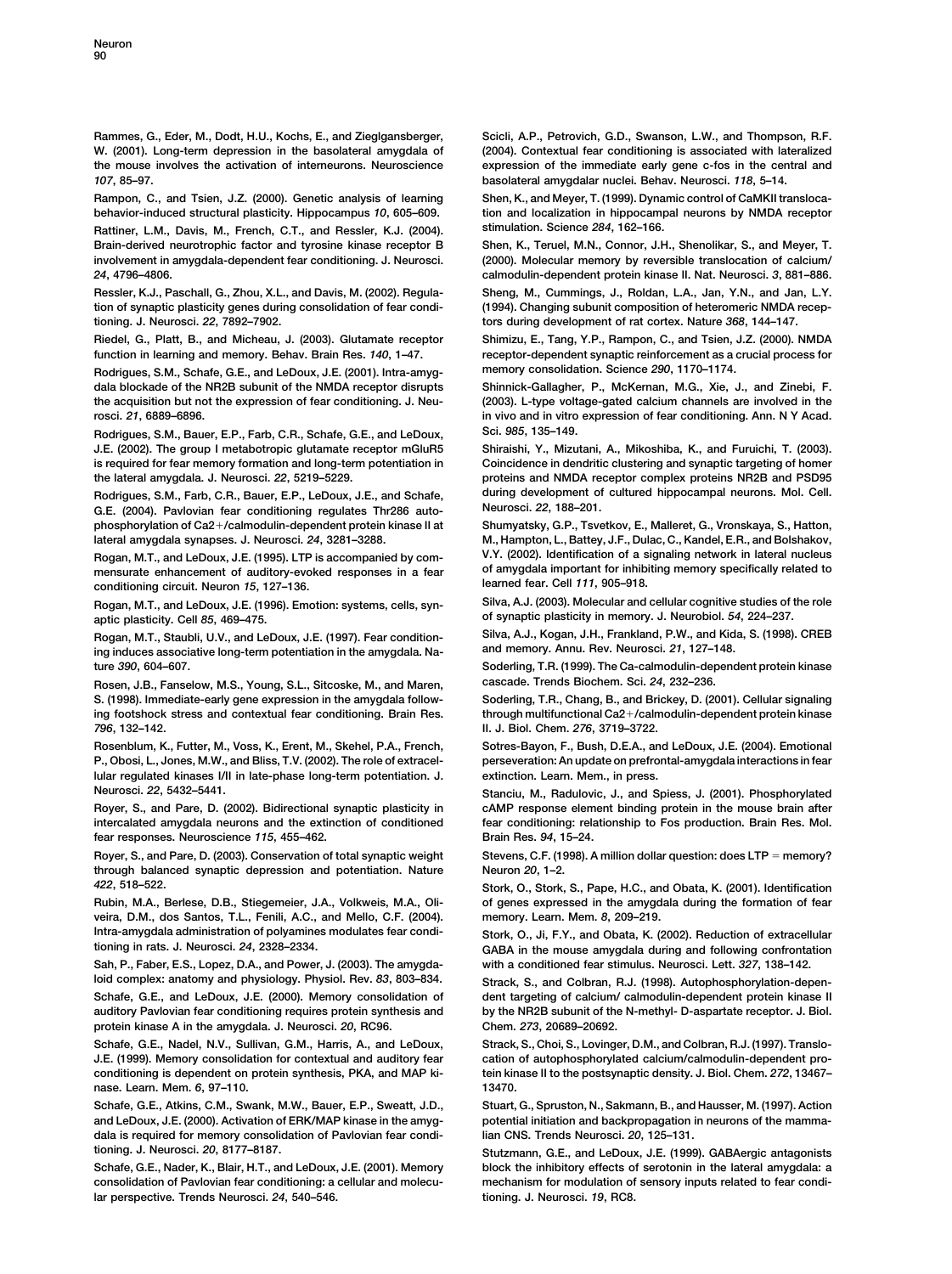Rammes, G., Eder, M., Dodt, H.U., Kochs, E., and Zieglgansberger, W. (2001). Long-term depression in the basolateral amygdala of the mouse involves the activation of interneurons. Neuroscience *107*, 85–97.

Rampon, C., and Tsien, J.Z. (2000). Genetic analysis of learning behavior-induced structural plasticity. Hippocampus *10*, 605–609.

Rattiner, L.M., Davis, M., French, C.T., and Ressler, K.J. (2004). Brain-derived neurotrophic factor and tyrosine kinase receptor B involvement in amygdala-dependent fear conditioning. J. Neurosci. *24*, 4796–4806.

Ressler, K.J., Paschall, G., Zhou, X.L., and Davis, M. (2002). Regulation of synaptic plasticity genes during consolidation of fear conditioning. J. Neurosci. *22*, 7892–7902.

Riedel, G., Platt, B., and Micheau, J. (2003). Glutamate receptor function in learning and memory. Behav. Brain Res. *140*, 1–47.

Rodrigues, S.M., Schafe, G.E., and LeDoux, J.E. (2001). Intra-amygdala blockade of the NR2B subunit of the NMDA receptor disrupts the acquisition but not the expression of fear conditioning. J. Neurosci. *21*, 6889–6896.

Rodrigues, S.M., Bauer, E.P., Farb, C.R., Schafe, G.E., and LeDoux, J.E. (2002). The group I metabotropic glutamate receptor mGluR5 is required for fear memory formation and long-term potentiation in the lateral amygdala. J. Neurosci. *22*, 5219–5229.

Rodrigues, S.M., Farb, C.R., Bauer, E.P., LeDoux, J.E., and Schafe, G.E. (2004). Pavlovian fear conditioning regulates Thr286 autophosphorylation of Ca2+/calmodulin-dependent protein kinase II at lateral amygdala synapses. J. Neurosci. *24*, 3281–3288.

Rogan, M.T., and LeDoux, J.E. (1995). LTP is accompanied by commensurate enhancement of auditory-evoked responses in a fear conditioning circuit. Neuron *15*, 127–136.

Rogan, M.T., and LeDoux, J.E. (1996). Emotion: systems, cells, synaptic plasticity. Cell *85*, 469–475.

Rogan, M.T., Staubli, U.V., and LeDoux, J.E. (1997). Fear conditioning induces associative long-term potentiation in the amygdala. Nature *390*, 604–607.

Rosen, J.B., Fanselow, M.S., Young, S.L., Sitcoske, M., and Maren, S. (1998). Immediate-early gene expression in the amygdala following footshock stress and contextual fear conditioning. Brain Res. *796*, 132–142.

Rosenblum, K., Futter, M., Voss, K., Erent, M., Skehel, P.A., French, P., Obosi, L., Jones, M.W., and Bliss, T.V. (2002). The role of extracellular regulated kinases I/II in late-phase long-term potentiation. J. Neurosci. *22*, 5432–5441.

Royer, S., and Pare, D. (2002). Bidirectional synaptic plasticity in intercalated amygdala neurons and the extinction of conditioned fear responses. Neuroscience *115*, 455–462.

Royer, S., and Pare, D. (2003). Conservation of total synaptic weight through balanced synaptic depression and potentiation. Nature *422*, 518–522.

Rubin, M.A., Berlese, D.B., Stiegemeier, J.A., Volkweis, M.A., Oliveira, D.M., dos Santos, T.L., Fenili, A.C., and Mello, C.F. (2004). Intra-amygdala administration of polyamines modulates fear conditioning in rats. J. Neurosci. *24*, 2328–2334.

Sah, P., Faber, E.S., Lopez, D.A., and Power, J. (2003). The amygdaloid complex: anatomy and physiology. Physiol. Rev. *83*, 803–834.

Schafe, G.E., and LeDoux, J.E. (2000). Memory consolidation of auditory Pavlovian fear conditioning requires protein synthesis and protein kinase A in the amygdala. J. Neurosci. *20*, RC96.

Schafe, G.E., Nadel, N.V., Sullivan, G.M., Harris, A., and LeDoux, J.E. (1999). Memory consolidation for contextual and auditory fear conditioning is dependent on protein synthesis, PKA, and MAP kinase. Learn. Mem. *6*, 97–110.

Schafe, G.E., Atkins, C.M., Swank, M.W., Bauer, E.P., Sweatt, J.D., and LeDoux, J.E. (2000). Activation of ERK/MAP kinase in the amygdala is required for memory consolidation of Pavlovian fear conditioning. J. Neurosci. *20*, 8177–8187.

Schafe, G.E., Nader, K., Blair, H.T., and LeDoux, J.E. (2001). Memory consolidation of Pavlovian fear conditioning: a cellular and molecular perspective. Trends Neurosci. *24*, 540–546.

Scicli, A.P., Petrovich, G.D., Swanson, L.W., and Thompson, R.F. (2004). Contextual fear conditioning is associated with lateralized expression of the immediate early gene c-fos in the central and basolateral amygdalar nuclei. Behav. Neurosci. *118*, 5–14.

Shen, K., and Meyer, T. (1999). Dynamic control of CaMKII translocation and localization in hippocampal neurons by NMDA receptor stimulation. Science *284*, 162–166.

Shen, K., Teruel, M.N., Connor, J.H., Shenolikar, S., and Meyer, T. (2000). Molecular memory by reversible translocation of calcium/calmodulin-dependent protein kinase II. Nat. Neurosci. *3*, 881–886.

Sheng, M., Cummings, J., Roldan, L.A., Jan, Y.N., and Jan, L.Y. (1994). Changing subunit composition of heteromeric NMDA receptors during development of rat cortex. Nature *368*, 144–147.

Shimizu, E., Tang, Y.P., Rampon, C., and Tsien, J.Z. (2000). NMDA receptor-dependent synaptic reinforcement as a crucial process for memory consolidation. Science *290*, 1170–1174.

Shinnick-Gallagher, P., McKernan, M.G., Xie, J., and Zinebi, F. (2003). L-type voltage-gated calcium channels are involved in the in vivo and in vitro expression of fear conditioning. Ann. N Y Acad. Sci. *985*, 135–149.

Shiraishi, Y., Mizutani, A., Mikoshiba, K., and Furuichi, T. (2003). Coincidence in dendritic clustering and synaptic targeting of homer proteins and NMDA receptor complex proteins NR2B and PSD95 during development of cultured hippocampal neurons. Mol. Cell. Neurosci. *22*, 188–201.

Shumyatsky, G.P., Tsvetkov, E., Malleret, G., Vronskaya, S., Hatton, M., Hampton, L., Battey, J.F., Dulac, C., Kandel, E.R., and Bolshakov, V.Y. (2002). Identification of a signaling network in lateral nucleus of amygdala important for inhibiting memory specifically related to learned fear. Cell *111*, 905–918.

Silva, A.J. (2003). Molecular and cellular cognitive studies of the role of synaptic plasticity in memory. J. Neurobiol. *54*, 224–237.

Silva, A.J., Kogan, J.H., Frankland, P.W., and Kida, S. (1998). CREB and memory. Annu. Rev. Neurosci. *21*, 127–148.

Soderling, T.R. (1999). The Ca-calmodulin-dependent protein kinase cascade. Trends Biochem. Sci. *24*, 232–236.

Soderling, T.R., Chang, B., and Brickey, D. (2001). Cellular signaling through multifunctional Ca2+/calmodulin-dependent protein kinase II. J. Biol. Chem. *276*, 3719–3722.

Sotres-Bayon, F., Bush, D.E.A., and LeDoux, J.E. (2004). Emotional perseveration: An update on prefrontal-amygdala interactions in fear extinction. Learn. Mem., in press.

Stanciu, M., Radulovic, J., and Spiess, J. (2001). Phosphorylated cAMP response element binding protein in the mouse brain after fear conditioning: relationship to Fos production. Brain Res. Mol. Brain Res. *94*, 15–24.

Stevens, C.F. (1998). A million dollar question: does LTP = memory? Neuron *20*, 1–2.

Stork, O., Stork, S., Pape, H.C., and Obata, K. (2001). Identification of genes expressed in the amygdala during the formation of fear memory. Learn. Mem. *8*, 209–219.

Stork, O., Ji, F.Y., and Obata, K. (2002). Reduction of extracellular GABA in the mouse amygdala during and following confrontation with a conditioned fear stimulus. Neurosci. Lett. *327*, 138–142.

Strack, S., and Colbran, R.J. (1998). Autophosphorylation-dependent targeting of calcium/ calmodulin-dependent protein kinase II by the NR2B subunit of the N-methyl- D-aspartate receptor. J. Biol. Chem. *273*, 20689–20692.

Strack, S., Choi, S., Lovinger, D.M., and Colbran, R.J. (1997). Translocation of autophosphorylated calcium/calmodulin-dependent protein kinase II to the postsynaptic density. J. Biol. Chem. *272*, 13467–13470.

Stuart, G., Spruston, N., Sakmann, B., and Hausser, M. (1997). Action potential initiation and backpropagation in neurons of the mammalian CNS. Trends Neurosci. *20*, 125–131.

Stutzmann, G.E., and LeDoux, J.E. (1999). GABAergic antagonists block the inhibitory effects of serotonin in the lateral amygdala: a mechanism for modulation of sensory inputs related to fear conditioning. J. Neurosci. *19*, RC8.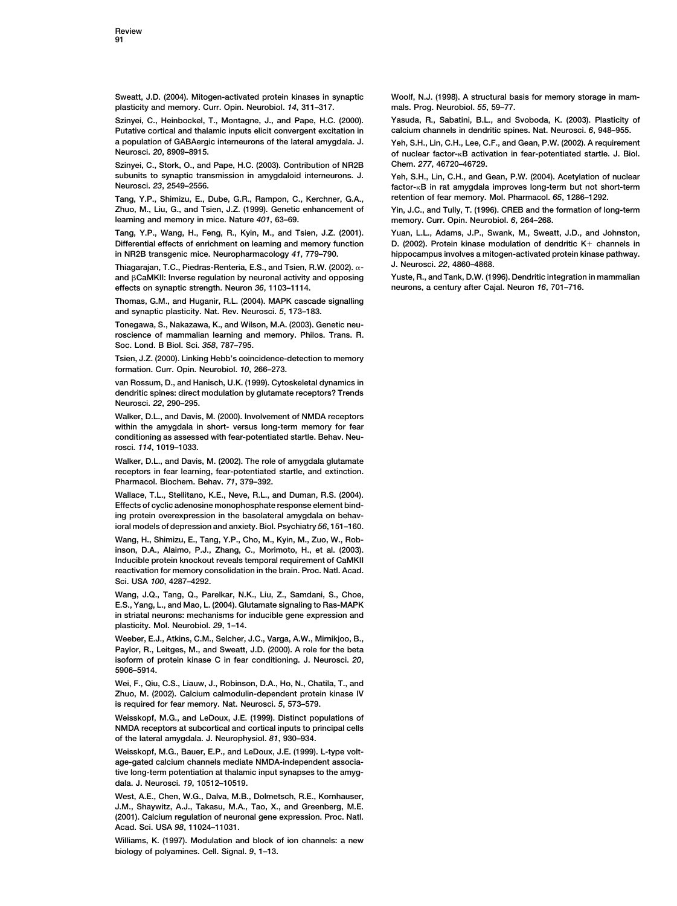Sweatt, J.D. (2004). Mitogen-activated protein kinases in synaptic plasticity and memory. Curr. Opin. Neurobiol. *14*, 311–317.

Szinyei, C., Heinbockel, T., Montagne, J., and Pape, H.C. (2000). Putative cortical and thalamic inputs elicit convergent excitation in a population of GABAergic interneurons of the lateral amygdala. J. Neurosci. *20*, 8909–8915.

Szinyei, C., Stork, O., and Pape, H.C. (2003). Contribution of NR2B subunits to synaptic transmission in amygdaloid interneurons. J. Neurosci. *23*, 2549–2556.

Tang, Y.P., Shimizu, E., Dube, G.R., Rampon, C., Kerchner, G.A., Zhuo, M., Liu, G., and Tsien, J.Z. (1999). Genetic enhancement of learning and memory in mice. Nature *401*, 63–69.

Tang, Y.P., Wang, H., Feng, R., Kyin, M., and Tsien, J.Z. (2001). Differential effects of enrichment on learning and memory function in NR2B transgenic mice. Neuropharmacology *41*, 779–790.

Thiagarajan, T.C., Piedras-Renteria, E.S., and Tsien, R.W. (2002). α- and βCaMKII: Inverse regulation by neuronal activity and opposing effects on synaptic strength. Neuron *36*, 1103–1114.

Thomas, G.M., and Huganir, R.L. (2004). MAPK cascade signalling and synaptic plasticity. Nat. Rev. Neurosci. *5*, 173–183.

Tonegawa, S., Nakazawa, K., and Wilson, M.A. (2003). Genetic neuroscience of mammalian learning and memory. Philos. Trans. R. Soc. Lond. B Biol. Sci. *358*, 787–795.

Tsien, J.Z. (2000). Linking Hebb's coincidence-detection to memory formation. Curr. Opin. Neurobiol. *10*, 266–273.

van Rossum, D., and Hanisch, U.K. (1999). Cytoskeletal dynamics in dendritic spines: direct modulation by glutamate receptors? Trends Neurosci. *22*, 290–295.

Walker, D.L., and Davis, M. (2000). Involvement of NMDA receptors within the amygdala in short- versus long-term memory for fear conditioning as assessed with fear-potentiated startle. Behav. Neurosci. *114*, 1019–1033.

Walker, D.L., and Davis, M. (2002). The role of amygdala glutamate receptors in fear learning, fear-potentiated startle, and extinction. Pharmacol. Biochem. Behav. *71*, 379–392.

Wallace, T.L., Stellitano, K.E., Neve, R.L., and Duman, R.S. (2004). Effects of cyclic adenosine monophosphate response element binding protein overexpression in the basolateral amygdala on behavioral models of depression and anxiety. Biol. Psychiatry *56*, 151–160.

Wang, H., Shimizu, E., Tang, Y.P., Cho, M., Kyin, M., Zuo, W., Robinson, D.A., Alaimo, P.J., Zhang, C., Morimoto, H., et al. (2003). Inducible protein knockout reveals temporal requirement of CaMKII reactivation for memory consolidation in the brain. Proc. Natl. Acad. Sci. USA *100*, 4287–4292.

Wang, J.Q., Tang, Q., Parelkar, N.K., Liu, Z., Samdani, S., Choe, E.S., Yang, L., and Mao, L. (2004). Glutamate signaling to Ras-MAPK in striatal neurons: mechanisms for inducible gene expression and plasticity. Mol. Neurobiol. *29*, 1–14.

Weeber, E.J., Atkins, C.M., Selcher, J.C., Varga, A.W., Mirnikjoo, B., Paylor, R., Leitges, M., and Sweatt, J.D. (2000). A role for the beta isoform of protein kinase C in fear conditioning. J. Neurosci. *20*, 5906–5914.

Wei, F., Qiu, C.S., Liauw, J., Robinson, D.A., Ho, N., Chatila, T., and Zhuo, M. (2002). Calcium calmodulin-dependent protein kinase IV is required for fear memory. Nat. Neurosci. *5*, 573–579.

Weisskopf, M.G., and LeDoux, J.E. (1999). Distinct populations of NMDA receptors at subcortical and cortical inputs to principal cells of the lateral amygdala. J. Neurophysiol. *81*, 930–934.

Weisskopf, M.G., Bauer, E.P., and LeDoux, J.E. (1999). L-type voltage-gated calcium channels mediate NMDA-independent associative long-term potentiation at thalamic input synapses to the amygdala. J. Neurosci. *19*, 10512–10519.

West, A.E., Chen, W.G., Dalva, M.B., Dolmetsch, R.E., Kornhauser, J.M., Shaywitz, A.J., Takasu, M.A., Tao, X., and Greenberg, M.E. (2001). Calcium regulation of neuronal gene expression. Proc. Natl. Acad. Sci. USA *98*, 11024–11031.

Williams, K. (1997). Modulation and block of ion channels: a new biology of polyamines. Cell. Signal. *9*, 1–13.

Woolf, N.J. (1998). A structural basis for memory storage in mammals. Prog. Neurobiol. *55*, 59–77.

Yasuda, R., Sabatini, B.L., and Svoboda, K. (2003). Plasticity of calcium channels in dendritic spines. Nat. Neurosci. *6*, 948–955.

Yeh, S.H., Lin, C.H., Lee, C.F., and Gean, P.W. (2002). A requirement of nuclear factor-κB activation in fear-potentiated startle. J. Biol. Chem. *277*, 46720–46729.

Yeh, S.H., Lin, C.H., and Gean, P.W. (2004). Acetylation of nuclear factor-κB in rat amygdala improves long-term but not short-term retention of fear memory. Mol. Pharmacol. *65*, 1286–1292.

Yin, J.C., and Tully, T. (1996). CREB and the formation of long-term memory. Curr. Opin. Neurobiol. *6*, 264–268.

Yuan, L.L., Adams, J.P., Swank, M., Sweatt, J.D., and Johnston, D. (2002). Protein kinase modulation of dendritic K+ channels in hippocampus involves a mitogen-activated protein kinase pathway. J. Neurosci. *22*, 4860–4868.

Yuste, R., and Tank, D.W. (1996). Dendritic integration in mammalian neurons, a century after Cajal. Neuron *16*, 701–716.